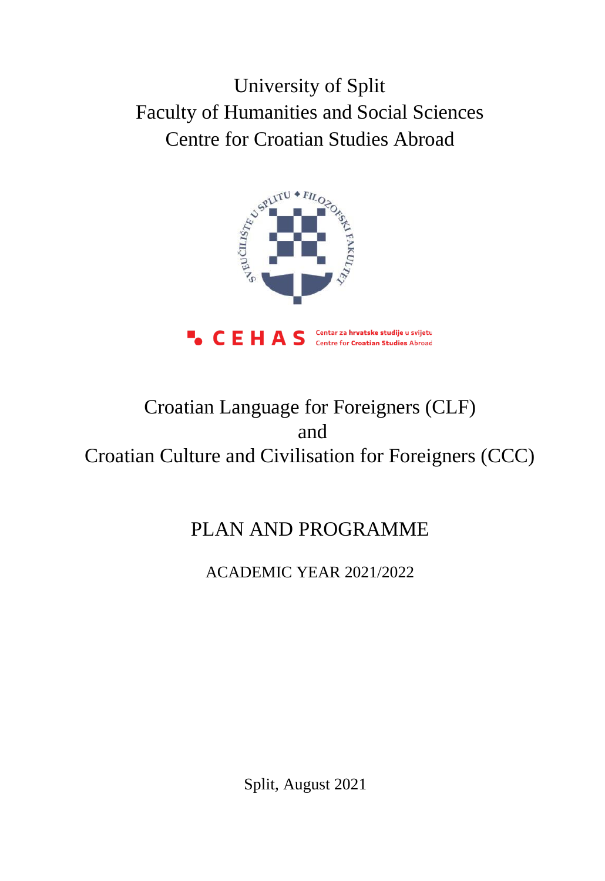University of Split

Faculty of Humanities and Social Sciences

Centre for Croatian Studies Abroad

CEHAS Centar za hrvatske studije u svijetu Centre for Croatian Studies Abroad

# Croatian Language for Foreigners (CLF) and Croatian Culture and Civilisation for Foreigners (CCC)

## PLAN AND PROGRAMME

ACADEMIC YEAR 2021/2022

Split, August 2021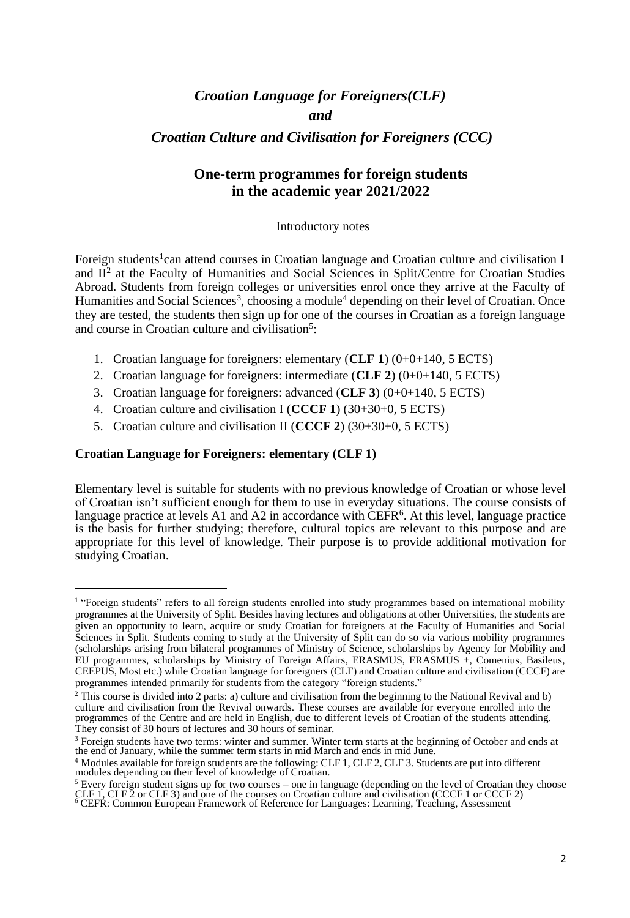# *Croatian Language for Foreigners(CLF)*
# *and*
# *Croatian Culture and Civilisation for Foreigners (CCC)*

## One-term programmes for foreign students in the academic year 2021/2022

Introductory notes

Foreign students[1]can attend courses in Croatian language and Croatian culture and civilisation I and II[2] at the Faculty of Humanities and Social Sciences in Split/Centre for Croatian Studies Abroad. Students from foreign colleges or universities enrol once they arrive at the Faculty of Humanities and Social Sciences[3], choosing a module[4] depending on their level of Croatian. Once they are tested, the students then sign up for one of the courses in Croatian as a foreign language and course in Croatian culture and civilisation[5]:

1. Croatian language for foreigners: elementary (**CLF 1**) (0+0+140, 5 ECTS)
2. Croatian language for foreigners: intermediate (**CLF 2**) (0+0+140, 5 ECTS)
3. Croatian language for foreigners: advanced (**CLF 3**) (0+0+140, 5 ECTS)
4. Croatian culture and civilisation I (**CCCF 1**) (30+30+0, 5 ECTS)
5. Croatian culture and civilisation II (**CCCF 2**) (30+30+0, 5 ECTS)

**Croatian Language for Foreigners: elementary (CLF 1)**

Elementary level is suitable for students with no previous knowledge of Croatian or whose level of Croatian isn't sufficient enough for them to use in everyday situations. The course consists of language practice at levels A1 and A2 in accordance with CEFR[6]. At this level, language practice is the basis for further studying; therefore, cultural topics are relevant to this purpose and are appropriate for this level of knowledge. Their purpose is to provide additional motivation for studying Croatian.

---

[1] "Foreign students" refers to all foreign students enrolled into study programmes based on international mobility programmes at the University of Split. Besides having lectures and obligations at other Universities, the students are given an opportunity to learn, acquire or study Croatian for foreigners at the Faculty of Humanities and Social Sciences in Split. Students coming to study at the University of Split can do so via various mobility programmes (scholarships arising from bilateral programmes of Ministry of Science, scholarships by Agency for Mobility and EU programmes, scholarships by Ministry of Foreign Affairs, ERASMUS, ERASMUS +, Comenius, Basileus, CEEPUS, Most etc.) while Croatian language for foreigners (CLF) and Croatian culture and civilisation (CCCF) are programmes intended primarily for students from the category "foreign students."

[2] This course is divided into 2 parts: a) culture and civilisation from the beginning to the National Revival and b) culture and civilisation from the Revival onwards. These courses are available for everyone enrolled into the programmes of the Centre and are held in English, due to different levels of Croatian of the students attending. They consist of 30 hours of lectures and 30 hours of seminar.

[3] Foreign students have two terms: winter and summer. Winter term starts at the beginning of October and ends at the end of January, while the summer term starts in mid March and ends in mid June.

[4] Modules available for foreign students are the following: CLF 1, CLF 2, CLF 3. Students are put into different modules depending on their level of knowledge of Croatian.

[5] Every foreign student signs up for two courses – one in language (depending on the level of Croatian they choose CLF 1, CLF 2 or CLF 3) and one of the courses on Croatian culture and civilisation (CCCF 1 or CCCF 2)

[6] CEFR: Common European Framework of Reference for Languages: Learning, Teaching, Assessment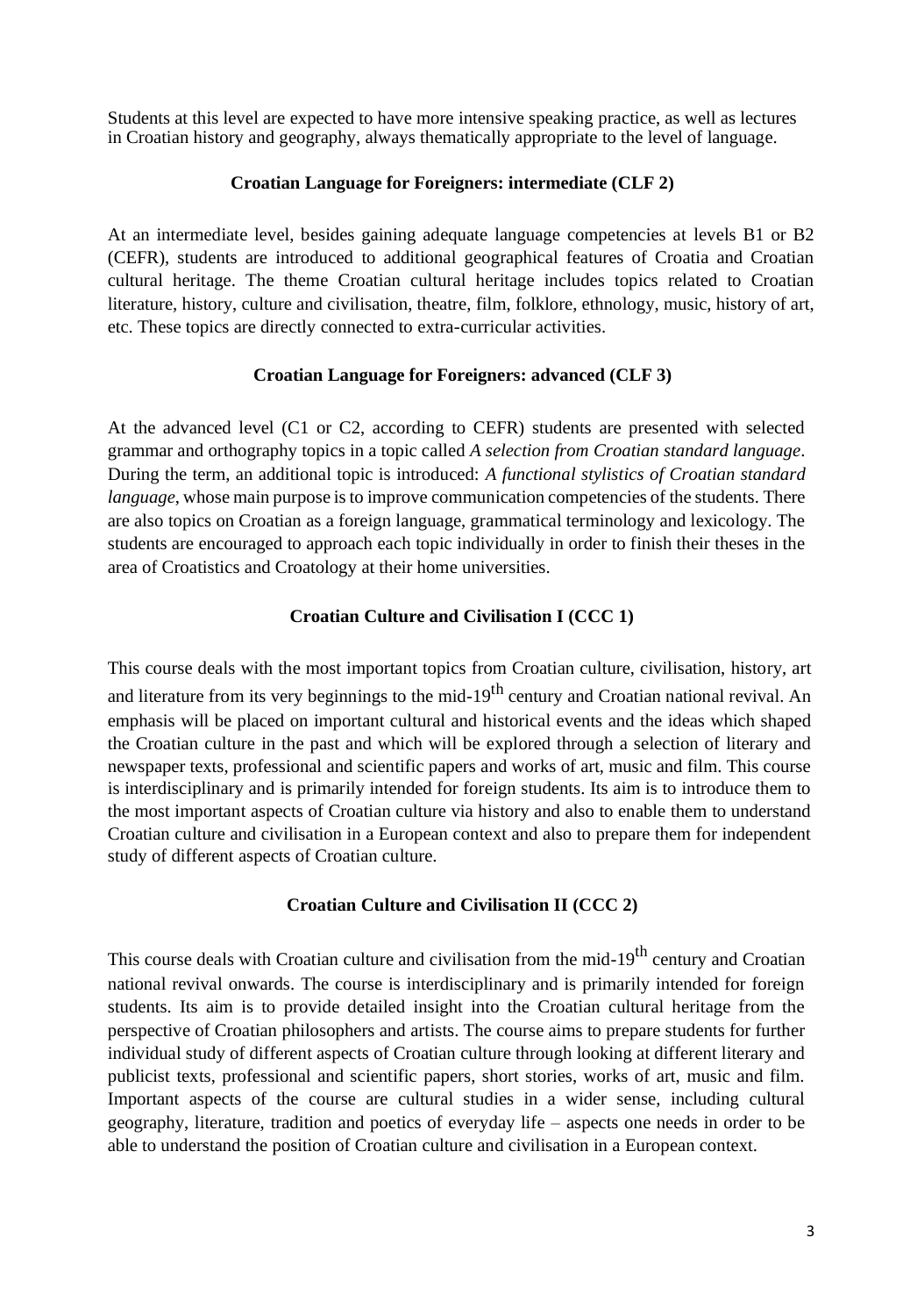Students at this level are expected to have more intensive speaking practice, as well as lectures in Croatian history and geography, always thematically appropriate to the level of language.

### Croatian Language for Foreigners: intermediate (CLF 2)

At an intermediate level, besides gaining adequate language competencies at levels B1 or B2 (CEFR), students are introduced to additional geographical features of Croatia and Croatian cultural heritage. The theme Croatian cultural heritage includes topics related to Croatian literature, history, culture and civilisation, theatre, film, folklore, ethnology, music, history of art, etc. These topics are directly connected to extra-curricular activities.

### Croatian Language for Foreigners: advanced (CLF 3)

At the advanced level (C1 or C2, according to CEFR) students are presented with selected grammar and orthography topics in a topic called *A selection from Croatian standard language*. During the term, an additional topic is introduced: *A functional stylistics of Croatian standard language*, whose main purpose is to improve communication competencies of the students. There are also topics on Croatian as a foreign language, grammatical terminology and lexicology. The students are encouraged to approach each topic individually in order to finish their theses in the area of Croatistics and Croatology at their home universities.

### Croatian Culture and Civilisation I (CCC 1)

This course deals with the most important topics from Croatian culture, civilisation, history, art and literature from its very beginnings to the mid-19th century and Croatian national revival. An emphasis will be placed on important cultural and historical events and the ideas which shaped the Croatian culture in the past and which will be explored through a selection of literary and newspaper texts, professional and scientific papers and works of art, music and film. This course is interdisciplinary and is primarily intended for foreign students. Its aim is to introduce them to the most important aspects of Croatian culture via history and also to enable them to understand Croatian culture and civilisation in a European context and also to prepare them for independent study of different aspects of Croatian culture.

### Croatian Culture and Civilisation II (CCC 2)

This course deals with Croatian culture and civilisation from the mid-19th century and Croatian national revival onwards. The course is interdisciplinary and is primarily intended for foreign students. Its aim is to provide detailed insight into the Croatian cultural heritage from the perspective of Croatian philosophers and artists. The course aims to prepare students for further individual study of different aspects of Croatian culture through looking at different literary and publicist texts, professional and scientific papers, short stories, works of art, music and film. Important aspects of the course are cultural studies in a wider sense, including cultural geography, literature, tradition and poetics of everyday life – aspects one needs in order to be able to understand the position of Croatian culture and civilisation in a European context.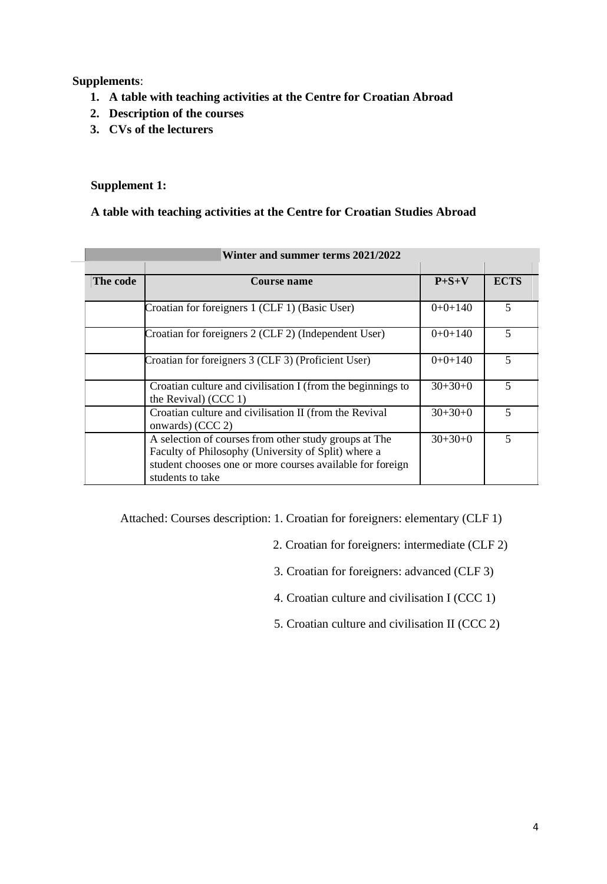**Supplements**:

1. **A table with teaching activities at the Centre for Croatian Abroad**
2. **Description of the courses**
3. **CVs of the lecturers**

**Supplement 1:**

**A table with teaching activities at the Centre for Croatian Studies Abroad**

| Winter and summer terms 2021/2022 | | | |
|---|---|---|---|
| **The code** | **Course name** | **P+S+V** | **ECTS** |
| | Croatian for foreigners 1 (CLF 1) (Basic User) | 0+0+140 | 5 |
| | Croatian for foreigners 2 (CLF 2) (Independent User) | 0+0+140 | 5 |
| | Croatian for foreigners 3 (CLF 3) (Proficient User) | 0+0+140 | 5 |
| | Croatian culture and civilisation I (from the beginnings to the Revival) (CCC 1) | 30+30+0 | 5 |
| | Croatian culture and civilisation II (from the Revival onwards) (CCC 2) | 30+30+0 | 5 |
| | A selection of courses from other study groups at The Faculty of Philosophy (University of Split) where a student chooses one or more courses available for foreign students to take | 30+30+0 | 5 |

Attached: Courses description: 1. Croatian for foreigners: elementary (CLF 1)

2. Croatian for foreigners: intermediate (CLF 2)

3. Croatian for foreigners: advanced (CLF 3)

4. Croatian culture and civilisation I (CCC 1)

5. Croatian culture and civilisation II (CCC 2)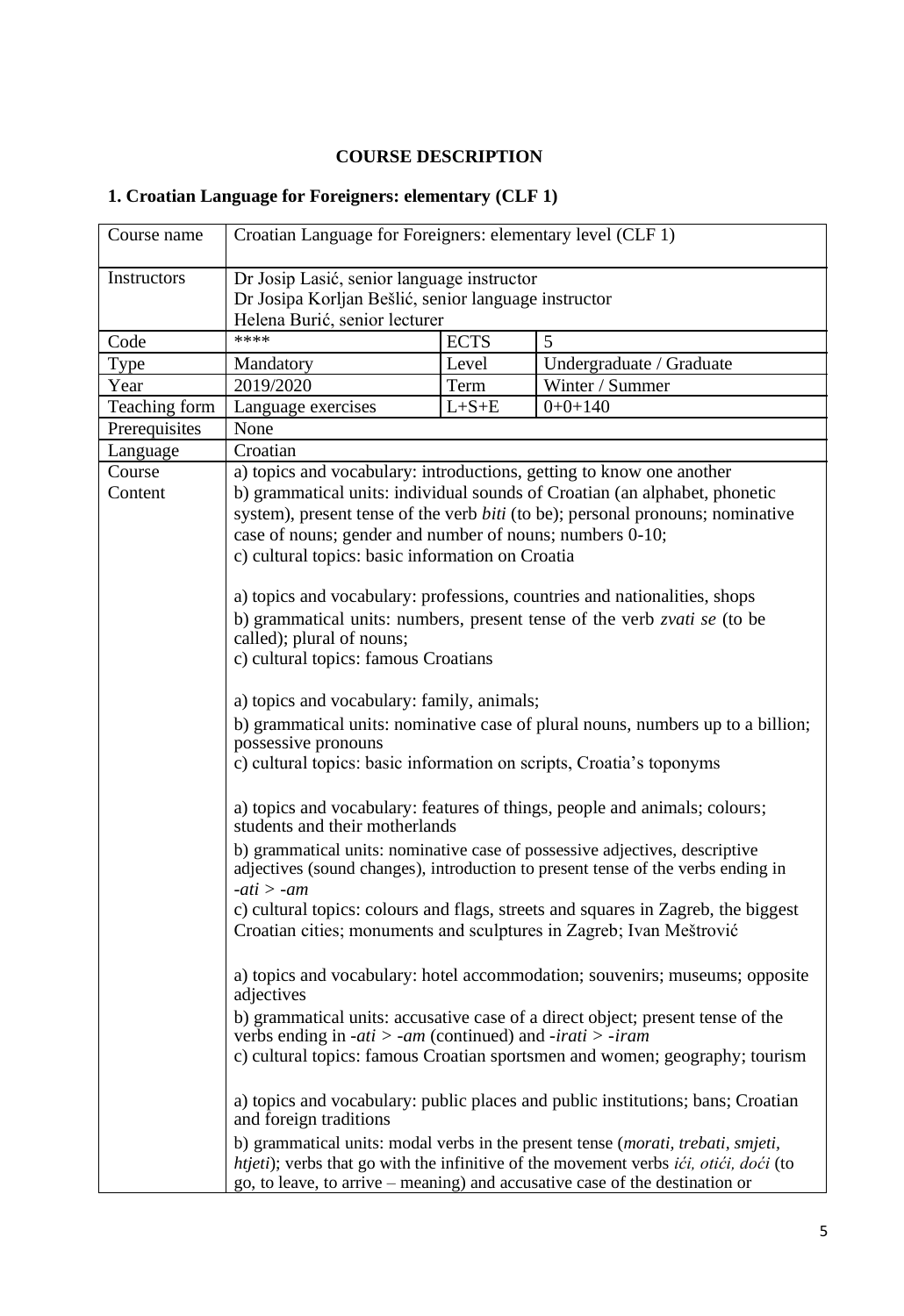**COURSE DESCRIPTION**

## 1. Croatian Language for Foreigners: elementary (CLF 1)

| Course name | Croatian Language for Foreigners: elementary level (CLF 1) | | |
|---|---|---|---|
| Instructors | Dr Josip Lasić, senior language instructor<br>Dr Josipa Korljan Bešlić, senior language instructor<br>Helena Burić, senior lecturer | | |
| Code | **** | ECTS | 5 |
| Type | Mandatory | Level | Undergraduate / Graduate |
| Year | 2019/2020 | Term | Winter / Summer |
| Teaching form | Language exercises | L+S+E | 0+0+140 |
| Prerequisites | None | | |
| Language | Croatian | | |
| Course Content | a) topics and vocabulary: introductions, getting to know one another<br>b) grammatical units: individual sounds of Croatian (an alphabet, phonetic system), present tense of the verb *biti* (to be); personal pronouns; nominative case of nouns; gender and number of nouns; numbers 0-10;<br>c) cultural topics: basic information on Croatia<br><br>a) topics and vocabulary: professions, countries and nationalities, shops<br>b) grammatical units: numbers, present tense of the verb *zvati se* (to be called); plural of nouns;<br>c) cultural topics: famous Croatians<br><br>a) topics and vocabulary: family, animals;<br>b) grammatical units: nominative case of plural nouns, numbers up to a billion; possessive pronouns<br>c) cultural topics: basic information on scripts, Croatia's toponyms<br><br>a) topics and vocabulary: features of things, people and animals; colours; students and their motherlands<br>b) grammatical units: nominative case of possessive adjectives, descriptive adjectives (sound changes), introduction to present tense of the verbs ending in *-ati > -am*<br>c) cultural topics: colours and flags, streets and squares in Zagreb, the biggest Croatian cities; monuments and sculptures in Zagreb; Ivan Meštrović<br><br>a) topics and vocabulary: hotel accommodation; souvenirs; museums; opposite adjectives<br>b) grammatical units: accusative case of a direct object; present tense of the verbs ending in *-ati > -am* (continued) and *-irati > -iram*<br>c) cultural topics: famous Croatian sportsmen and women; geography; tourism<br><br>a) topics and vocabulary: public places and public institutions; bans; Croatian and foreign traditions<br>b) grammatical units: modal verbs in the present tense (*morati, trebati, smjeti, htjeti*); verbs that go with the infinitive of the movement verbs *ići, otići, doći* (to go, to leave, to arrive – meaning) and accusative case of the destination or | | |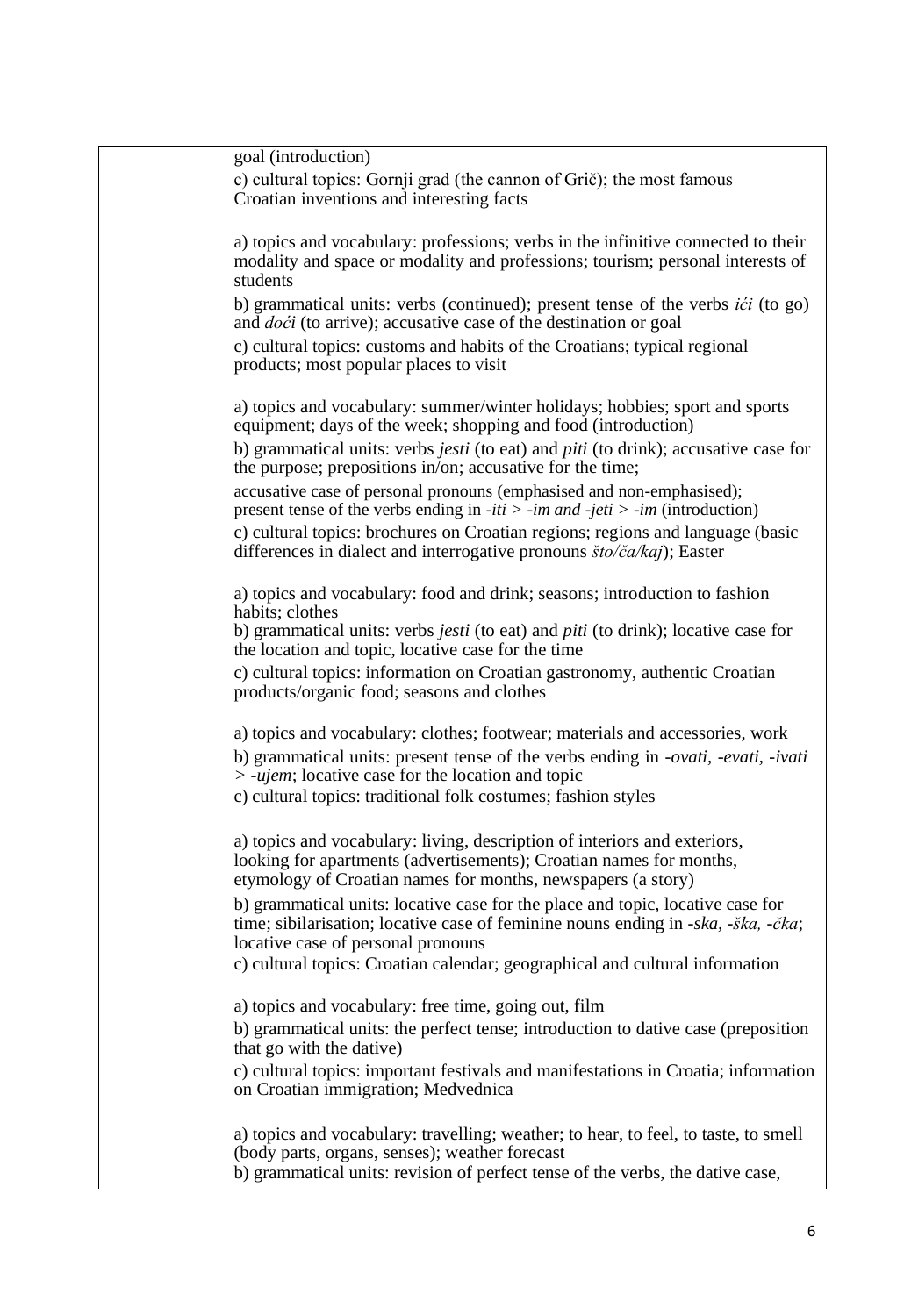| | |
|---|---|
| | goal (introduction)<br>c) cultural topics: Gornji grad (the cannon of Grič); the most famous Croatian inventions and interesting facts<br><br>a) topics and vocabulary: professions; verbs in the infinitive connected to their modality and space or modality and professions; tourism; personal interests of students<br>b) grammatical units: verbs (continued); present tense of the verbs *ići* (to go) and *doći* (to arrive); accusative case of the destination or goal<br>c) cultural topics: customs and habits of the Croatians; typical regional products; most popular places to visit<br><br>a) topics and vocabulary: summer/winter holidays; hobbies; sport and sports equipment; days of the week; shopping and food (introduction)<br>b) grammatical units: verbs *jesti* (to eat) and *piti* (to drink); accusative case for the purpose; prepositions in/on; accusative for the time;<br>accusative case of personal pronouns (emphasised and non-emphasised); present tense of the verbs ending in *-iti > -im and -jeti > -im* (introduction)<br>c) cultural topics: brochures on Croatian regions; regions and language (basic differences in dialect and interrogative pronouns *što/ča/kaj*); Easter<br><br>a) topics and vocabulary: food and drink; seasons; introduction to fashion habits; clothes<br>b) grammatical units: verbs *jesti* (to eat) and *piti* (to drink); locative case for the location and topic, locative case for the time<br>c) cultural topics: information on Croatian gastronomy, authentic Croatian products/organic food; seasons and clothes<br><br>a) topics and vocabulary: clothes; footwear; materials and accessories, work<br>b) grammatical units: present tense of the verbs ending in *-ovati*, *-evati*, *-ivati > -ujem*; locative case for the location and topic<br>c) cultural topics: traditional folk costumes; fashion styles<br><br>a) topics and vocabulary: living, description of interiors and exteriors, looking for apartments (advertisements); Croatian names for months, etymology of Croatian names for months, newspapers (a story)<br>b) grammatical units: locative case for the place and topic, locative case for time; sibilarisation; locative case of feminine nouns ending in *-ska*, *-ška*, *-čka*; locative case of personal pronouns<br>c) cultural topics: Croatian calendar; geographical and cultural information<br><br>a) topics and vocabulary: free time, going out, film<br>b) grammatical units: the perfect tense; introduction to dative case (preposition that go with the dative)<br>c) cultural topics: important festivals and manifestations in Croatia; information on Croatian immigration; Medvednica<br><br>a) topics and vocabulary: travelling; weather; to hear, to feel, to taste, to smell (body parts, organs, senses); weather forecast<br>b) grammatical units: revision of perfect tense of the verbs, the dative case, |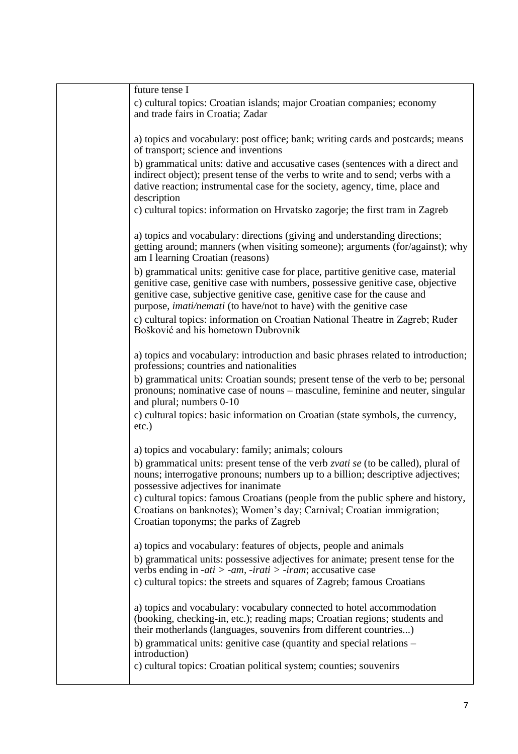| | |
|---|---|
| | future tense I<br>c) cultural topics: Croatian islands; major Croatian companies; economy and trade fairs in Croatia; Zadar<br><br>a) topics and vocabulary: post office; bank; writing cards and postcards; means of transport; science and inventions<br>b) grammatical units: dative and accusative cases (sentences with a direct and indirect object); present tense of the verbs to write and to send; verbs with a dative reaction; instrumental case for the society, agency, time, place and description<br>c) cultural topics: information on Hrvatsko zagorje; the first tram in Zagreb<br><br>a) topics and vocabulary: directions (giving and understanding directions; getting around; manners (when visiting someone); arguments (for/against); why am I learning Croatian (reasons)<br>b) grammatical units: genitive case for place, partitive genitive case, material genitive case, genitive case with numbers, possessive genitive case, objective genitive case, subjective genitive case, genitive case for the cause and purpose, *imati/nemati* (to have/not to have) with the genitive case<br>c) cultural topics: information on Croatian National Theatre in Zagreb; Ruđer Bošković and his hometown Dubrovnik<br><br>a) topics and vocabulary: introduction and basic phrases related to introduction; professions; countries and nationalities<br>b) grammatical units: Croatian sounds; present tense of the verb to be; personal pronouns; nominative case of nouns – masculine, feminine and neuter, singular and plural; numbers 0-10<br>c) cultural topics: basic information on Croatian (state symbols, the currency, etc.)<br><br>a) topics and vocabulary: family; animals; colours<br>b) grammatical units: present tense of the verb *zvati se* (to be called), plural of nouns; interrogative pronouns; numbers up to a billion; descriptive adjectives; possessive adjectives for inanimate<br>c) cultural topics: famous Croatians (people from the public sphere and history, Croatians on banknotes); Women's day; Carnival; Croatian immigration; Croatian toponyms; the parks of Zagreb<br><br>a) topics and vocabulary: features of objects, people and animals<br>b) grammatical units: possessive adjectives for animate; present tense for the verbs ending in *-ati* > *-am*, *-irati* > *-iram*; accusative case<br>c) cultural topics: the streets and squares of Zagreb; famous Croatians<br><br>a) topics and vocabulary: vocabulary connected to hotel accommodation (booking, checking-in, etc.); reading maps; Croatian regions; students and their motherlands (languages, souvenirs from different countries...)<br>b) grammatical units: genitive case (quantity and special relations – introduction)<br>c) cultural topics: Croatian political system; counties; souvenirs |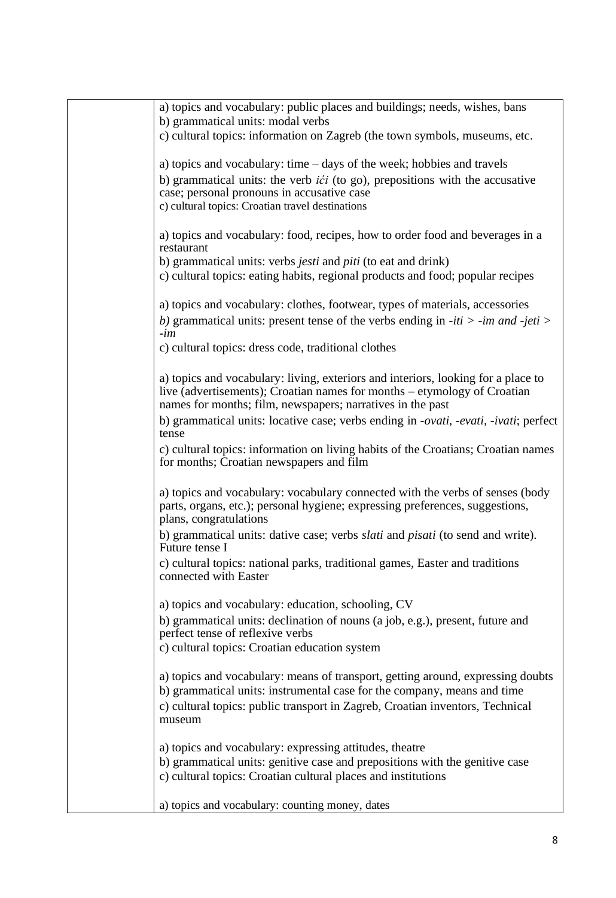| | |
|---|---|
| | a) topics and vocabulary: public places and buildings; needs, wishes, bans<br>b) grammatical units: modal verbs<br>c) cultural topics: information on Zagreb (the town symbols, museums, etc.<br><br>a) topics and vocabulary: time – days of the week; hobbies and travels<br>b) grammatical units: the verb *ići* (to go), prepositions with the accusative case; personal pronouns in accusative case<br>c) cultural topics: Croatian travel destinations<br><br>a) topics and vocabulary: food, recipes, how to order food and beverages in a restaurant<br>b) grammatical units: verbs *jesti* and *piti* (to eat and drink)<br>c) cultural topics: eating habits, regional products and food; popular recipes<br><br>a) topics and vocabulary: clothes, footwear, types of materials, accessories<br>*b)* grammatical units: present tense of the verbs ending in *-iti > -im and -jeti > -im*<br>c) cultural topics: dress code, traditional clothes<br><br>a) topics and vocabulary: living, exteriors and interiors, looking for a place to live (advertisements); Croatian names for months – etymology of Croatian names for months; film, newspapers; narratives in the past<br>b) grammatical units: locative case; verbs ending in *-ovati, -evati, -ivati*; perfect tense<br>c) cultural topics: information on living habits of the Croatians; Croatian names for months; Croatian newspapers and film<br><br>a) topics and vocabulary: vocabulary connected with the verbs of senses (body parts, organs, etc.); personal hygiene; expressing preferences, suggestions, plans, congratulations<br>b) grammatical units: dative case; verbs *slati* and *pisati* (to send and write). Future tense I<br>c) cultural topics: national parks, traditional games, Easter and traditions connected with Easter<br><br>a) topics and vocabulary: education, schooling, CV<br>b) grammatical units: declination of nouns (a job, e.g.), present, future and perfect tense of reflexive verbs<br>c) cultural topics: Croatian education system<br><br>a) topics and vocabulary: means of transport, getting around, expressing doubts<br>b) grammatical units: instrumental case for the company, means and time<br>c) cultural topics: public transport in Zagreb, Croatian inventors, Technical museum<br><br>a) topics and vocabulary: expressing attitudes, theatre<br>b) grammatical units: genitive case and prepositions with the genitive case<br>c) cultural topics: Croatian cultural places and institutions<br><br>a) topics and vocabulary: counting money, dates |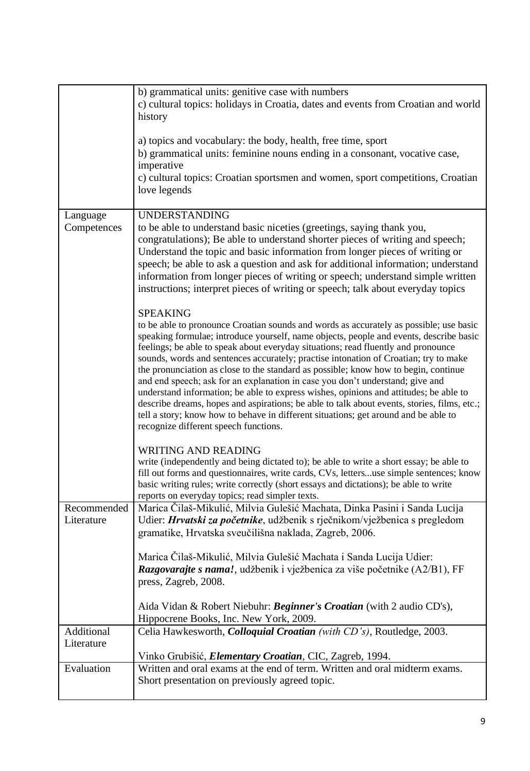| | |
|---|---|
| | b) grammatical units: genitive case with numbers<br>c) cultural topics: holidays in Croatia, dates and events from Croatian and world history<br><br>a) topics and vocabulary: the body, health, free time, sport<br>b) grammatical units: feminine nouns ending in a consonant, vocative case, imperative<br>c) cultural topics: Croatian sportsmen and women, sport competitions, Croatian love legends |
| Language Competences | UNDERSTANDING<br>to be able to understand basic niceties (greetings, saying thank you, congratulations); Be able to understand shorter pieces of writing and speech; Understand the topic and basic information from longer pieces of writing or speech; be able to ask a question and ask for additional information; understand information from longer pieces of writing or speech; understand simple written instructions; interpret pieces of writing or speech; talk about everyday topics<br><br>SPEAKING<br>to be able to pronounce Croatian sounds and words as accurately as possible; use basic speaking formulae; introduce yourself, name objects, people and events, describe basic feelings; be able to speak about everyday situations; read fluently and pronounce sounds, words and sentences accurately; practise intonation of Croatian; try to make the pronunciation as close to the standard as possible; know how to begin, continue and end speech; ask for an explanation in case you don't understand; give and understand information; be able to express wishes, opinions and attitudes; be able to describe dreams, hopes and aspirations; be able to talk about events, stories, films, etc.; tell a story; know how to behave in different situations; get around and be able to recognize different speech functions.<br><br>WRITING AND READING<br>write (independently and being dictated to); be able to write a short essay; be able to fill out forms and questionnaires, write cards, CVs, letters...use simple sentences; know basic writing rules; write correctly (short essays and dictations); be able to write reports on everyday topics; read simpler texts. |
| Recommended Literature | Marica Čilaš-Mikulić, Milvia Gulešić Machata, Dinka Pasini i Sanda Lucija Udier: ***Hrvatski za početnike***, udžbenik s rječnikom/vježbenica s pregledom gramatike, Hrvatska sveučilišna naklada, Zagreb, 2006.<br><br>Marica Čilaš-Mikulić, Milvia Gulešić Machata i Sanda Lucija Udier: ***Razgovarajte s nama!***, udžbenik i vježbenica za više početnike (A2/B1), FF press, Zagreb, 2008.<br><br>Aida Vidan & Robert Niebuhr: ***Beginner's Croatian*** (with 2 audio CD's), Hippocrene Books, Inc. New York, 2009. |
| Additional Literature | Celia Hawkesworth, ***Colloquial Croatian*** *(with CD's)*, Routledge, 2003.<br><br>Vinko Grubišić, ***Elementary Croatian***, CIC, Zagreb, 1994. |
| Evaluation | Written and oral exams at the end of term. Written and oral midterm exams. Short presentation on previously agreed topic. |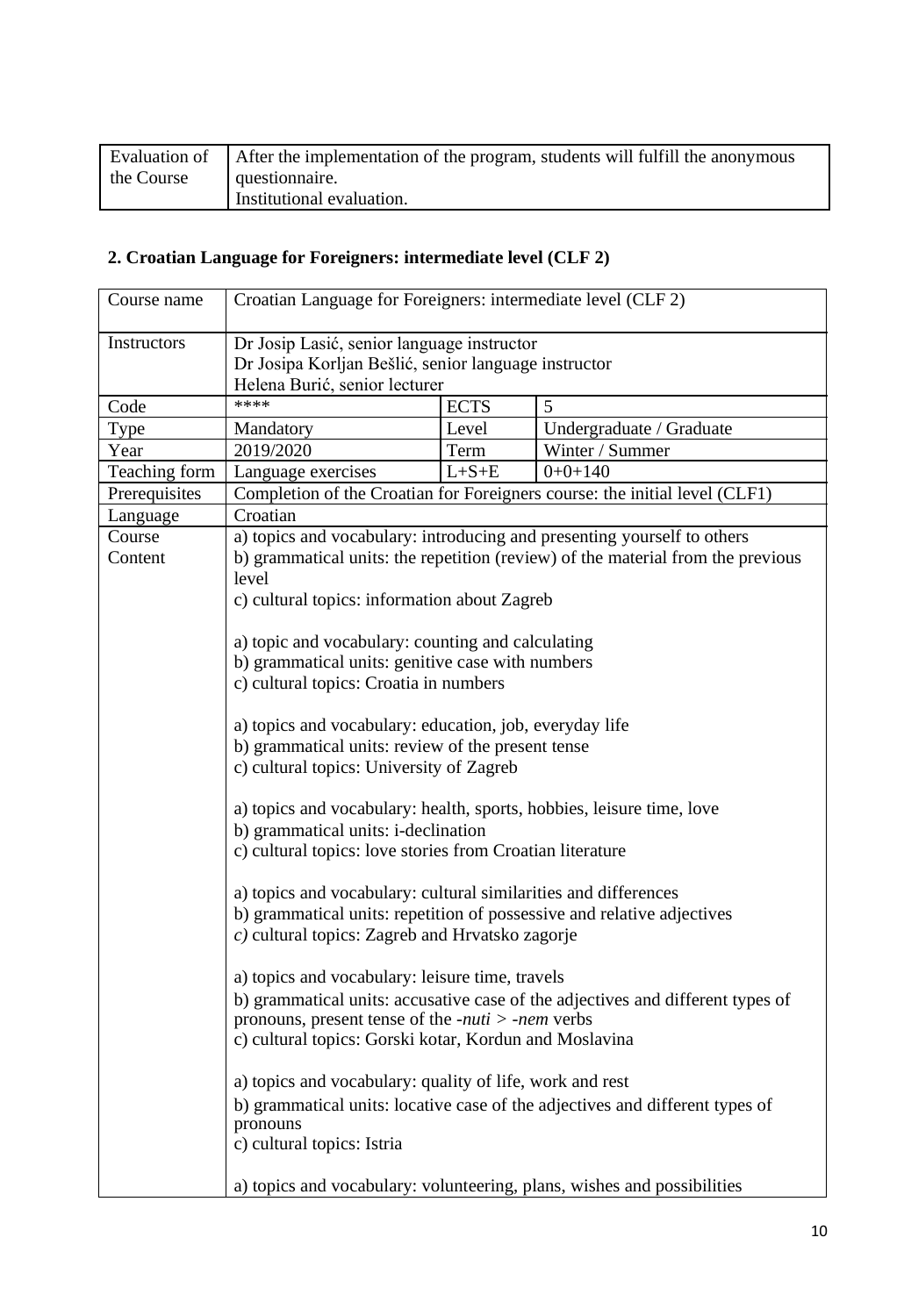| Evaluation of the Course | After the implementation of the program, students will fulfill the anonymous questionnaire.<br>Institutional evaluation. |
|---|---|

## 2. Croatian Language for Foreigners: intermediate level (CLF 2)

| Course name | Croatian Language for Foreigners: intermediate level (CLF 2) | | |
|---|---|---|---|
| Instructors | Dr Josip Lasić, senior language instructor<br>Dr Josipa Korljan Bešlić, senior language instructor<br>Helena Burić, senior lecturer | | |
| Code | **** | ECTS | 5 |
| Type | Mandatory | Level | Undergraduate / Graduate |
| Year | 2019/2020 | Term | Winter / Summer |
| Teaching form | Language exercises | L+S+E | 0+0+140 |
| Prerequisites | Completion of the Croatian for Foreigners course: the initial level (CLF1) | | |
| Language | Croatian | | |
| Course Content | a) topics and vocabulary: introducing and presenting yourself to others<br>b) grammatical units: the repetition (review) of the material from the previous level<br>c) cultural topics: information about Zagreb<br><br>a) topic and vocabulary: counting and calculating<br>b) grammatical units: genitive case with numbers<br>c) cultural topics: Croatia in numbers<br><br>a) topics and vocabulary: education, job, everyday life<br>b) grammatical units: review of the present tense<br>c) cultural topics: University of Zagreb<br><br>a) topics and vocabulary: health, sports, hobbies, leisure time, love<br>b) grammatical units: i-declination<br>c) cultural topics: love stories from Croatian literature<br><br>a) topics and vocabulary: cultural similarities and differences<br>b) grammatical units: repetition of possessive and relative adjectives<br>*c)* cultural topics: Zagreb and Hrvatsko zagorje<br><br>a) topics and vocabulary: leisure time, travels<br>b) grammatical units: accusative case of the adjectives and different types of pronouns, present tense of the *-nuti* > *-nem* verbs<br>c) cultural topics: Gorski kotar, Kordun and Moslavina<br><br>a) topics and vocabulary: quality of life, work and rest<br>b) grammatical units: locative case of the adjectives and different types of pronouns<br>c) cultural topics: Istria<br><br>a) topics and vocabulary: volunteering, plans, wishes and possibilities | | |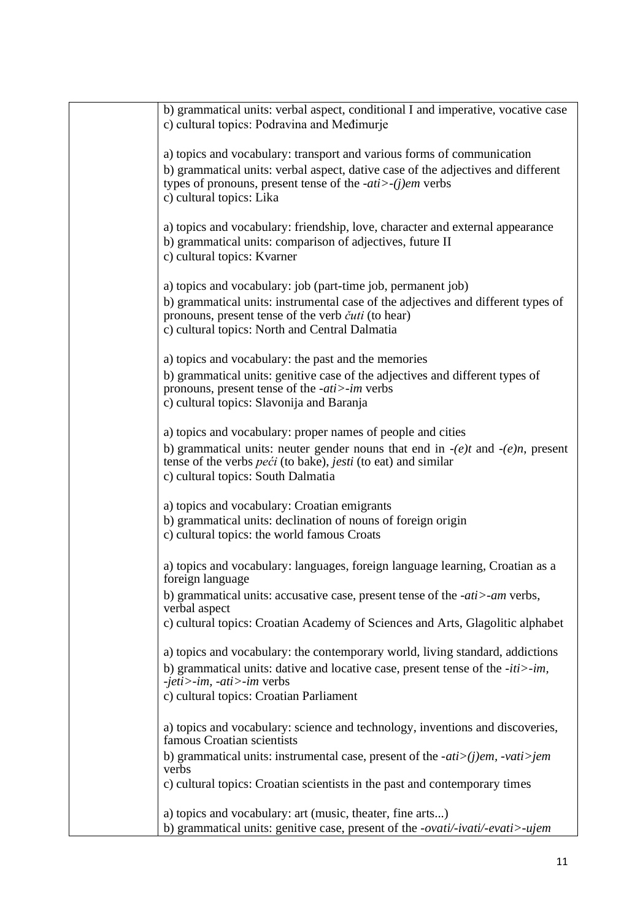| | |
|---|---|
| | b) grammatical units: verbal aspect, conditional I and imperative, vocative case<br>c) cultural topics: Podravina and Međimurje<br><br>a) topics and vocabulary: transport and various forms of communication<br>b) grammatical units: verbal aspect, dative case of the adjectives and different types of pronouns, present tense of the *-ati>-(j)em* verbs<br>c) cultural topics: Lika<br><br>a) topics and vocabulary: friendship, love, character and external appearance<br>b) grammatical units: comparison of adjectives, future II<br>c) cultural topics: Kvarner<br><br>a) topics and vocabulary: job (part-time job, permanent job)<br>b) grammatical units: instrumental case of the adjectives and different types of pronouns, present tense of the verb *čuti* (to hear)<br>c) cultural topics: North and Central Dalmatia<br><br>a) topics and vocabulary: the past and the memories<br>b) grammatical units: genitive case of the adjectives and different types of pronouns, present tense of the *-ati>-im* verbs<br>c) cultural topics: Slavonija and Baranja<br><br>a) topics and vocabulary: proper names of people and cities<br>b) grammatical units: neuter gender nouns that end in *-(e)t* and *-(e)n*, present tense of the verbs *peći* (to bake), *jesti* (to eat) and similar<br>c) cultural topics: South Dalmatia<br><br>a) topics and vocabulary: Croatian emigrants<br>b) grammatical units: declination of nouns of foreign origin<br>c) cultural topics: the world famous Croats<br><br>a) topics and vocabulary: languages, foreign language learning, Croatian as a foreign language<br>b) grammatical units: accusative case, present tense of the *-ati>-am* verbs, verbal aspect<br>c) cultural topics: Croatian Academy of Sciences and Arts, Glagolitic alphabet<br><br>a) topics and vocabulary: the contemporary world, living standard, addictions<br>b) grammatical units: dative and locative case, present tense of the *-iti>-im*, *-jeti>-im*, *-ati>-im* verbs<br>c) cultural topics: Croatian Parliament<br><br>a) topics and vocabulary: science and technology, inventions and discoveries, famous Croatian scientists<br>b) grammatical units: instrumental case, present of the *-ati>(j)em*, *-vati>jem* verbs<br>c) cultural topics: Croatian scientists in the past and contemporary times<br><br>a) topics and vocabulary: art (music, theater, fine arts...)<br>b) grammatical units: genitive case, present of the *-ovati/-ivati/-evati>-ujem* |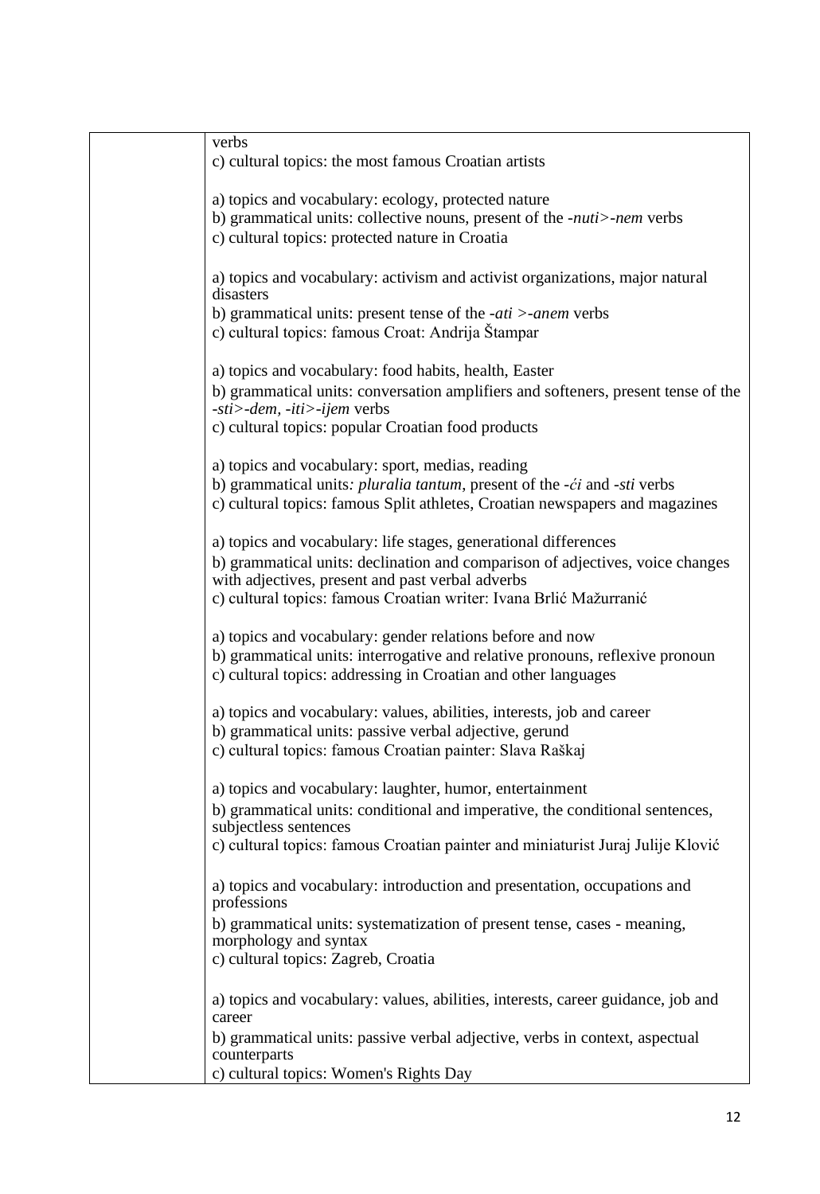| | |
|---|---|
| | verbs<br>c) cultural topics: the most famous Croatian artists<br><br>a) topics and vocabulary: ecology, protected nature<br>b) grammatical units: collective nouns, present of the *-nuti>-nem* verbs<br>c) cultural topics: protected nature in Croatia<br><br>a) topics and vocabulary: activism and activist organizations, major natural disasters<br>b) grammatical units: present tense of the *-ati >-anem* verbs<br>c) cultural topics: famous Croat: Andrija Štampar<br><br>a) topics and vocabulary: food habits, health, Easter<br>b) grammatical units: conversation amplifiers and softeners, present tense of the *-sti>-dem, -iti>-ijem* verbs<br>c) cultural topics: popular Croatian food products<br><br>a) topics and vocabulary: sport, medias, reading<br>b) grammatical units*: pluralia tantum,* present of the *-ći* and *-sti* verbs<br>c) cultural topics: famous Split athletes, Croatian newspapers and magazines<br><br>a) topics and vocabulary: life stages, generational differences<br>b) grammatical units: declination and comparison of adjectives, voice changes with adjectives, present and past verbal adverbs<br>c) cultural topics: famous Croatian writer: Ivana Brlić Mažurranić<br><br>a) topics and vocabulary: gender relations before and now<br>b) grammatical units: interrogative and relative pronouns, reflexive pronoun<br>c) cultural topics: addressing in Croatian and other languages<br><br>a) topics and vocabulary: values, abilities, interests, job and career<br>b) grammatical units: passive verbal adjective, gerund<br>c) cultural topics: famous Croatian painter: Slava Raškaj<br><br>a) topics and vocabulary: laughter, humor, entertainment<br>b) grammatical units: conditional and imperative, the conditional sentences, subjectless sentences<br>c) cultural topics: famous Croatian painter and miniaturist Juraj Julije Klović<br><br>a) topics and vocabulary: introduction and presentation, occupations and professions<br>b) grammatical units: systematization of present tense, cases - meaning, morphology and syntax<br>c) cultural topics: Zagreb, Croatia<br><br>a) topics and vocabulary: values, abilities, interests, career guidance, job and career<br>b) grammatical units: passive verbal adjective, verbs in context, aspectual counterparts<br>c) cultural topics: Women's Rights Day |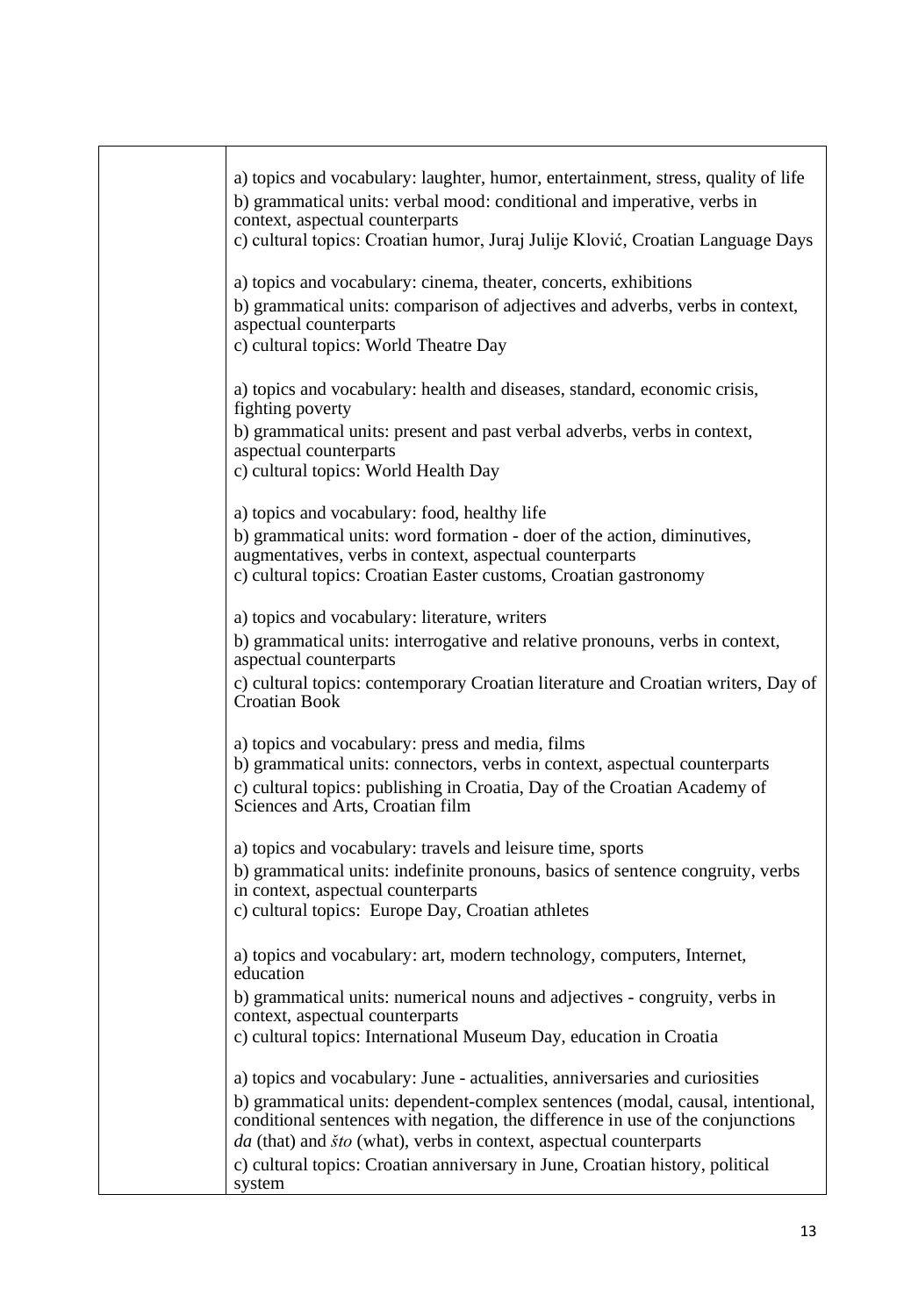| | |
|---|---|
| | a) topics and vocabulary: laughter, humor, entertainment, stress, quality of life<br>b) grammatical units: verbal mood: conditional and imperative, verbs in context, aspectual counterparts<br>c) cultural topics: Croatian humor, Juraj Julije Klović, Croatian Language Days<br><br>a) topics and vocabulary: cinema, theater, concerts, exhibitions<br>b) grammatical units: comparison of adjectives and adverbs, verbs in context, aspectual counterparts<br>c) cultural topics: World Theatre Day<br><br>a) topics and vocabulary: health and diseases, standard, economic crisis, fighting poverty<br>b) grammatical units: present and past verbal adverbs, verbs in context, aspectual counterparts<br>c) cultural topics: World Health Day<br><br>a) topics and vocabulary: food, healthy life<br>b) grammatical units: word formation - doer of the action, diminutives, augmentatives, verbs in context, aspectual counterparts<br>c) cultural topics: Croatian Easter customs, Croatian gastronomy<br><br>a) topics and vocabulary: literature, writers<br>b) grammatical units: interrogative and relative pronouns, verbs in context, aspectual counterparts<br>c) cultural topics: contemporary Croatian literature and Croatian writers, Day of Croatian Book<br><br>a) topics and vocabulary: press and media, films<br>b) grammatical units: connectors, verbs in context, aspectual counterparts<br>c) cultural topics: publishing in Croatia, Day of the Croatian Academy of Sciences and Arts, Croatian film<br><br>a) topics and vocabulary: travels and leisure time, sports<br>b) grammatical units: indefinite pronouns, basics of sentence congruity, verbs in context, aspectual counterparts<br>c) cultural topics: Europe Day, Croatian athletes<br><br>a) topics and vocabulary: art, modern technology, computers, Internet, education<br>b) grammatical units: numerical nouns and adjectives - congruity, verbs in context, aspectual counterparts<br>c) cultural topics: International Museum Day, education in Croatia<br><br>a) topics and vocabulary: June - actualities, anniversaries and curiosities<br>b) grammatical units: dependent-complex sentences (modal, causal, intentional, conditional sentences with negation, the difference in use of the conjunctions *da* (that) and *što* (what), verbs in context, aspectual counterparts<br>c) cultural topics: Croatian anniversary in June, Croatian history, political system |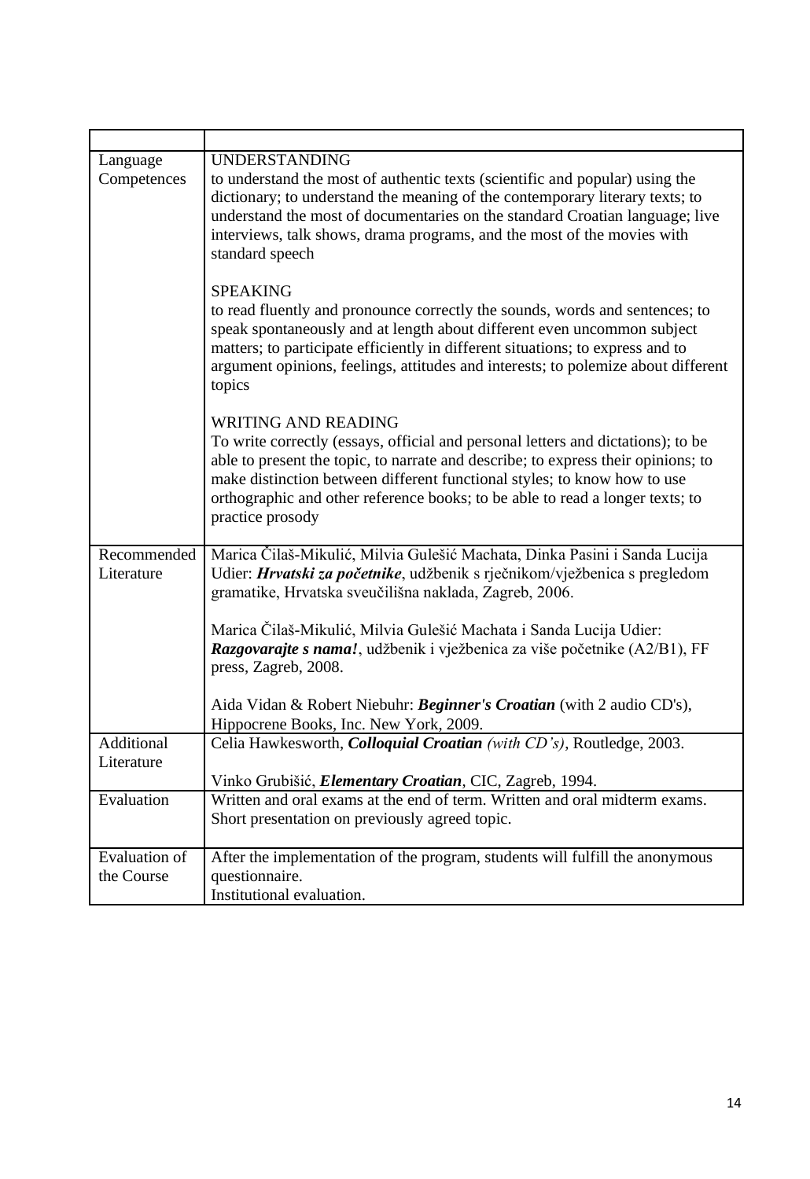| | |
|---|---|
| Language Competences | UNDERSTANDING<br>to understand the most of authentic texts (scientific and popular) using the dictionary; to understand the meaning of the contemporary literary texts; to understand the most of documentaries on the standard Croatian language; live interviews, talk shows, drama programs, and the most of the movies with standard speech<br><br>SPEAKING<br>to read fluently and pronounce correctly the sounds, words and sentences; to speak spontaneously and at length about different even uncommon subject matters; to participate efficiently in different situations; to express and to argument opinions, feelings, attitudes and interests; to polemize about different topics<br><br>WRITING AND READING<br>To write correctly (essays, official and personal letters and dictations); to be able to present the topic, to narrate and describe; to express their opinions; to make distinction between different functional styles; to know how to use orthographic and other reference books; to be able to read a longer texts; to practice prosody |
| Recommended Literature | Marica Čilaš-Mikulić, Milvia Gulešić Machata, Dinka Pasini i Sanda Lucija Udier: ***Hrvatski za početnike***, udžbenik s rječnikom/vježbenica s pregledom gramatike, Hrvatska sveučilišna naklada, Zagreb, 2006.<br><br>Marica Čilaš-Mikulić, Milvia Gulešić Machata i Sanda Lucija Udier: ***Razgovarajte s nama!***, udžbenik i vježbenica za više početnike (A2/B1), FF press, Zagreb, 2008.<br><br>Aida Vidan & Robert Niebuhr: ***Beginner's Croatian*** (with 2 audio CD's), Hippocrene Books, Inc. New York, 2009. |
| Additional Literature | Celia Hawkesworth, ***Colloquial Croatian*** *(with CD's)*, Routledge, 2003.<br><br>Vinko Grubišić, ***Elementary Croatian***, CIC, Zagreb, 1994. |
| Evaluation | Written and oral exams at the end of term. Written and oral midterm exams. Short presentation on previously agreed topic. |
| Evaluation of the Course | After the implementation of the program, students will fulfill the anonymous questionnaire.<br>Institutional evaluation. |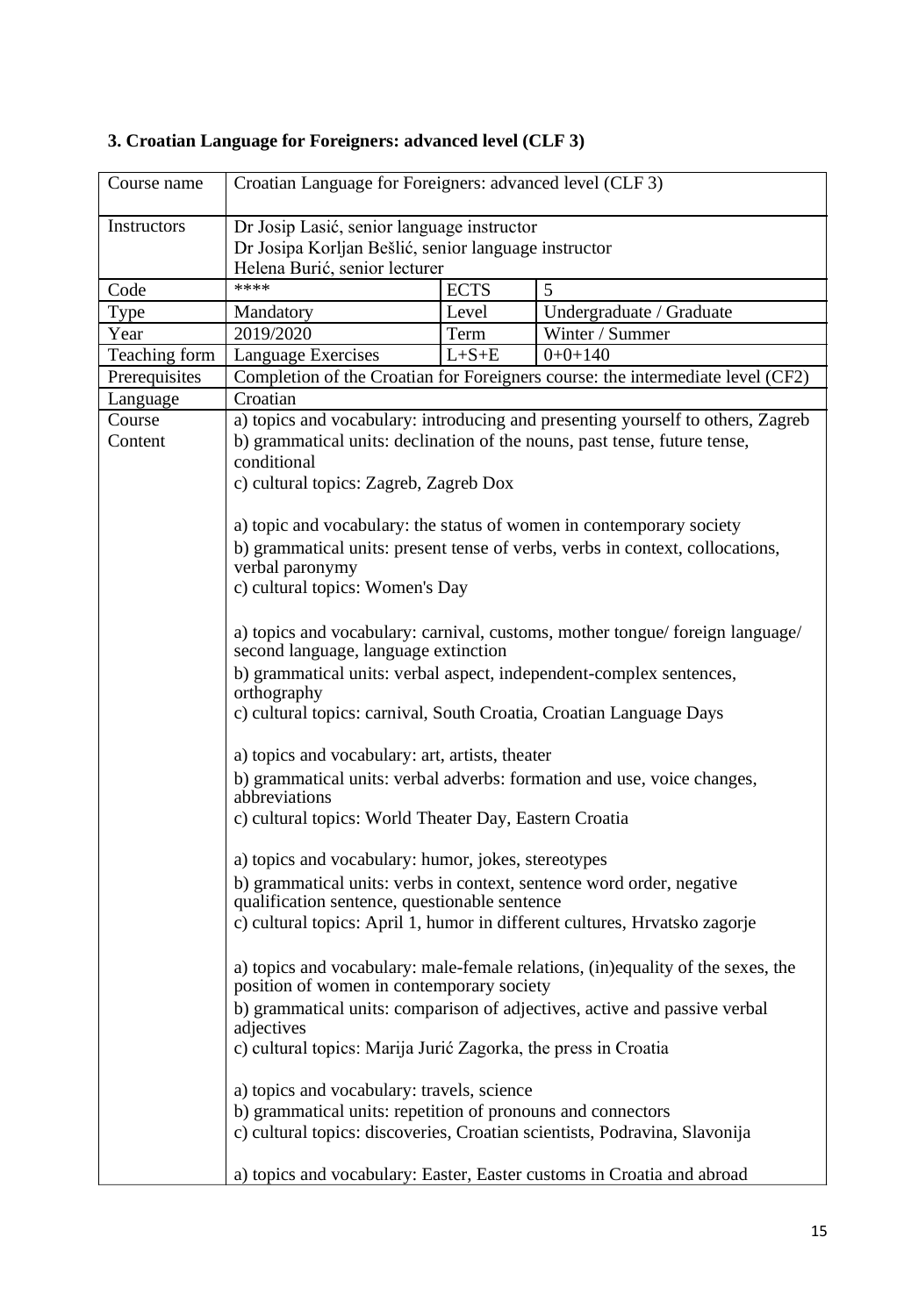### 3. Croatian Language for Foreigners: advanced level (CLF 3)

| Course name | Croatian Language for Foreigners: advanced level (CLF 3) | | |
|---|---|---|---|
| Instructors | Dr Josip Lasić, senior language instructor<br>Dr Josipa Korljan Bešlić, senior language instructor<br>Helena Burić, senior lecturer | | |
| Code | **** | ECTS | 5 |
| Type | Mandatory | Level | Undergraduate / Graduate |
| Year | 2019/2020 | Term | Winter / Summer |
| Teaching form | Language Exercises | L+S+E | 0+0+140 |
| Prerequisites | Completion of the Croatian for Foreigners course: the intermediate level (CF2) | | |
| Language | Croatian | | |
| Course Content | a) topics and vocabulary: introducing and presenting yourself to others, Zagreb<br>b) grammatical units: declination of the nouns, past tense, future tense, conditional<br>c) cultural topics: Zagreb, Zagreb Dox<br><br>a) topic and vocabulary: the status of women in contemporary society<br>b) grammatical units: present tense of verbs, verbs in context, collocations, verbal paronymy<br>c) cultural topics: Women's Day<br><br>a) topics and vocabulary: carnival, customs, mother tongue/ foreign language/ second language, language extinction<br>b) grammatical units: verbal aspect, independent-complex sentences, orthography<br>c) cultural topics: carnival, South Croatia, Croatian Language Days<br><br>a) topics and vocabulary: art, artists, theater<br>b) grammatical units: verbal adverbs: formation and use, voice changes, abbreviations<br>c) cultural topics: World Theater Day, Eastern Croatia<br><br>a) topics and vocabulary: humor, jokes, stereotypes<br>b) grammatical units: verbs in context, sentence word order, negative qualification sentence, questionable sentence<br>c) cultural topics: April 1, humor in different cultures, Hrvatsko zagorje<br><br>a) topics and vocabulary: male-female relations, (in)equality of the sexes, the position of women in contemporary society<br>b) grammatical units: comparison of adjectives, active and passive verbal adjectives<br>c) cultural topics: Marija Jurić Zagorka, the press in Croatia<br><br>a) topics and vocabulary: travels, science<br>b) grammatical units: repetition of pronouns and connectors<br>c) cultural topics: discoveries, Croatian scientists, Podravina, Slavonija<br><br>a) topics and vocabulary: Easter, Easter customs in Croatia and abroad | | |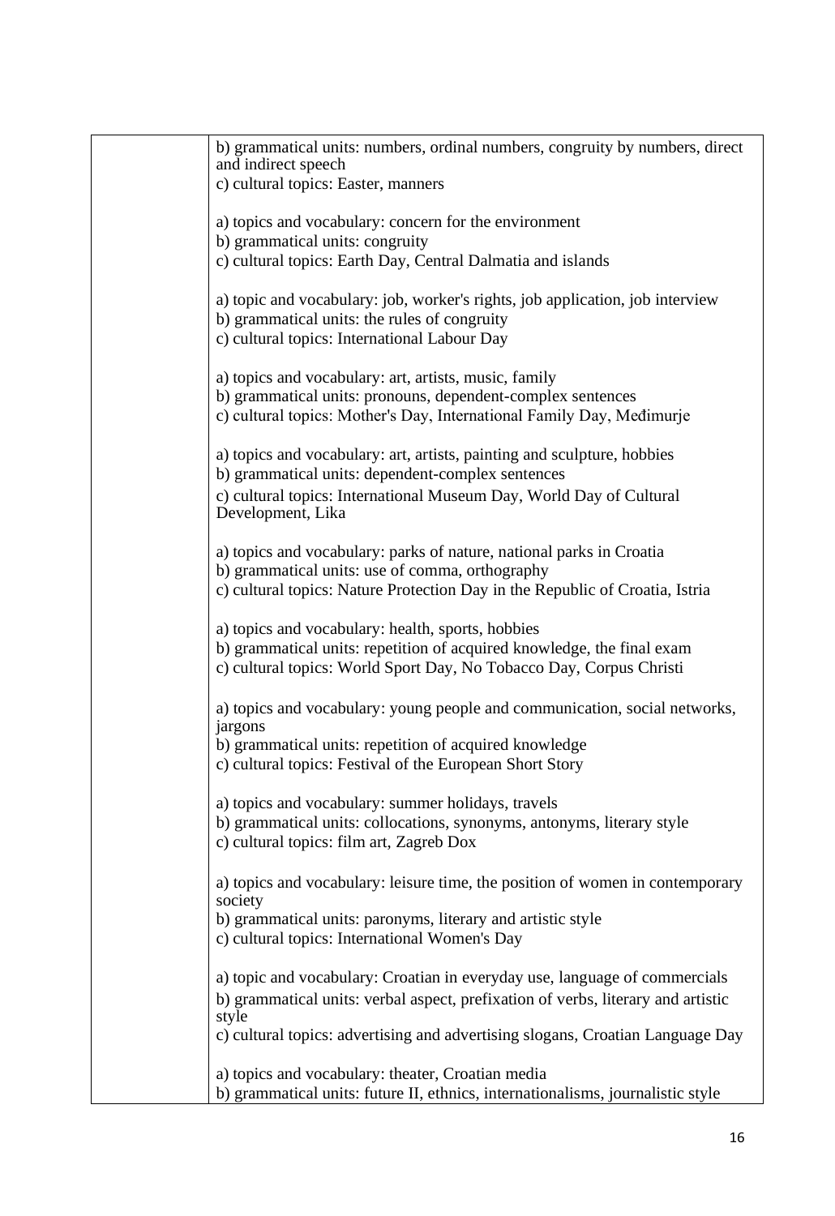| | |
|---|---|
| | b) grammatical units: numbers, ordinal numbers, congruity by numbers, direct and indirect speech<br>c) cultural topics: Easter, manners<br><br>a) topics and vocabulary: concern for the environment<br>b) grammatical units: congruity<br>c) cultural topics: Earth Day, Central Dalmatia and islands<br><br>a) topic and vocabulary: job, worker's rights, job application, job interview<br>b) grammatical units: the rules of congruity<br>c) cultural topics: International Labour Day<br><br>a) topics and vocabulary: art, artists, music, family<br>b) grammatical units: pronouns, dependent-complex sentences<br>c) cultural topics: Mother's Day, International Family Day, Međimurje<br><br>a) topics and vocabulary: art, artists, painting and sculpture, hobbies<br>b) grammatical units: dependent-complex sentences<br>c) cultural topics: International Museum Day, World Day of Cultural Development, Lika<br><br>a) topics and vocabulary: parks of nature, national parks in Croatia<br>b) grammatical units: use of comma, orthography<br>c) cultural topics: Nature Protection Day in the Republic of Croatia, Istria<br><br>a) topics and vocabulary: health, sports, hobbies<br>b) grammatical units: repetition of acquired knowledge, the final exam<br>c) cultural topics: World Sport Day, No Tobacco Day, Corpus Christi<br><br>a) topics and vocabulary: young people and communication, social networks, jargons<br>b) grammatical units: repetition of acquired knowledge<br>c) cultural topics: Festival of the European Short Story<br><br>a) topics and vocabulary: summer holidays, travels<br>b) grammatical units: collocations, synonyms, antonyms, literary style<br>c) cultural topics: film art, Zagreb Dox<br><br>a) topics and vocabulary: leisure time, the position of women in contemporary society<br>b) grammatical units: paronyms, literary and artistic style<br>c) cultural topics: International Women's Day<br><br>a) topic and vocabulary: Croatian in everyday use, language of commercials<br>b) grammatical units: verbal aspect, prefixation of verbs, literary and artistic style<br>c) cultural topics: advertising and advertising slogans, Croatian Language Day<br><br>a) topics and vocabulary: theater, Croatian media<br>b) grammatical units: future II, ethnics, internationalisms, journalistic style |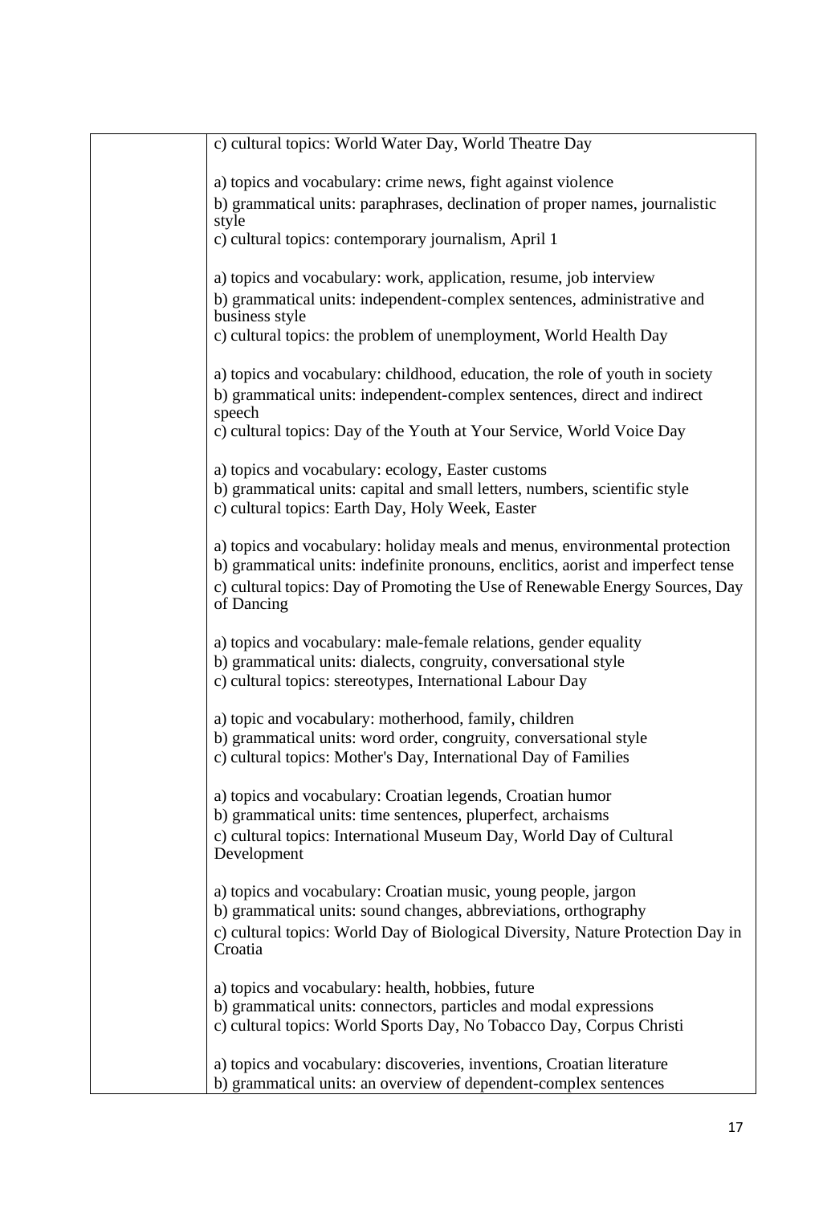| | |
|---|---|
| | c) cultural topics: World Water Day, World Theatre Day<br><br>a) topics and vocabulary: crime news, fight against violence<br>b) grammatical units: paraphrases, declination of proper names, journalistic style<br>c) cultural topics: contemporary journalism, April 1<br><br>a) topics and vocabulary: work, application, resume, job interview<br>b) grammatical units: independent-complex sentences, administrative and business style<br>c) cultural topics: the problem of unemployment, World Health Day<br><br>a) topics and vocabulary: childhood, education, the role of youth in society<br>b) grammatical units: independent-complex sentences, direct and indirect speech<br>c) cultural topics: Day of the Youth at Your Service, World Voice Day<br><br>a) topics and vocabulary: ecology, Easter customs<br>b) grammatical units: capital and small letters, numbers, scientific style<br>c) cultural topics: Earth Day, Holy Week, Easter<br><br>a) topics and vocabulary: holiday meals and menus, environmental protection<br>b) grammatical units: indefinite pronouns, enclitics, aorist and imperfect tense<br>c) cultural topics: Day of Promoting the Use of Renewable Energy Sources, Day of Dancing<br><br>a) topics and vocabulary: male-female relations, gender equality<br>b) grammatical units: dialects, congruity, conversational style<br>c) cultural topics: stereotypes, International Labour Day<br><br>a) topic and vocabulary: motherhood, family, children<br>b) grammatical units: word order, congruity, conversational style<br>c) cultural topics: Mother's Day, International Day of Families<br><br>a) topics and vocabulary: Croatian legends, Croatian humor<br>b) grammatical units: time sentences, pluperfect, archaisms<br>c) cultural topics: International Museum Day, World Day of Cultural Development<br><br>a) topics and vocabulary: Croatian music, young people, jargon<br>b) grammatical units: sound changes, abbreviations, orthography<br>c) cultural topics: World Day of Biological Diversity, Nature Protection Day in Croatia<br><br>a) topics and vocabulary: health, hobbies, future<br>b) grammatical units: connectors, particles and modal expressions<br>c) cultural topics: World Sports Day, No Tobacco Day, Corpus Christi<br><br>a) topics and vocabulary: discoveries, inventions, Croatian literature<br>b) grammatical units: an overview of dependent-complex sentences |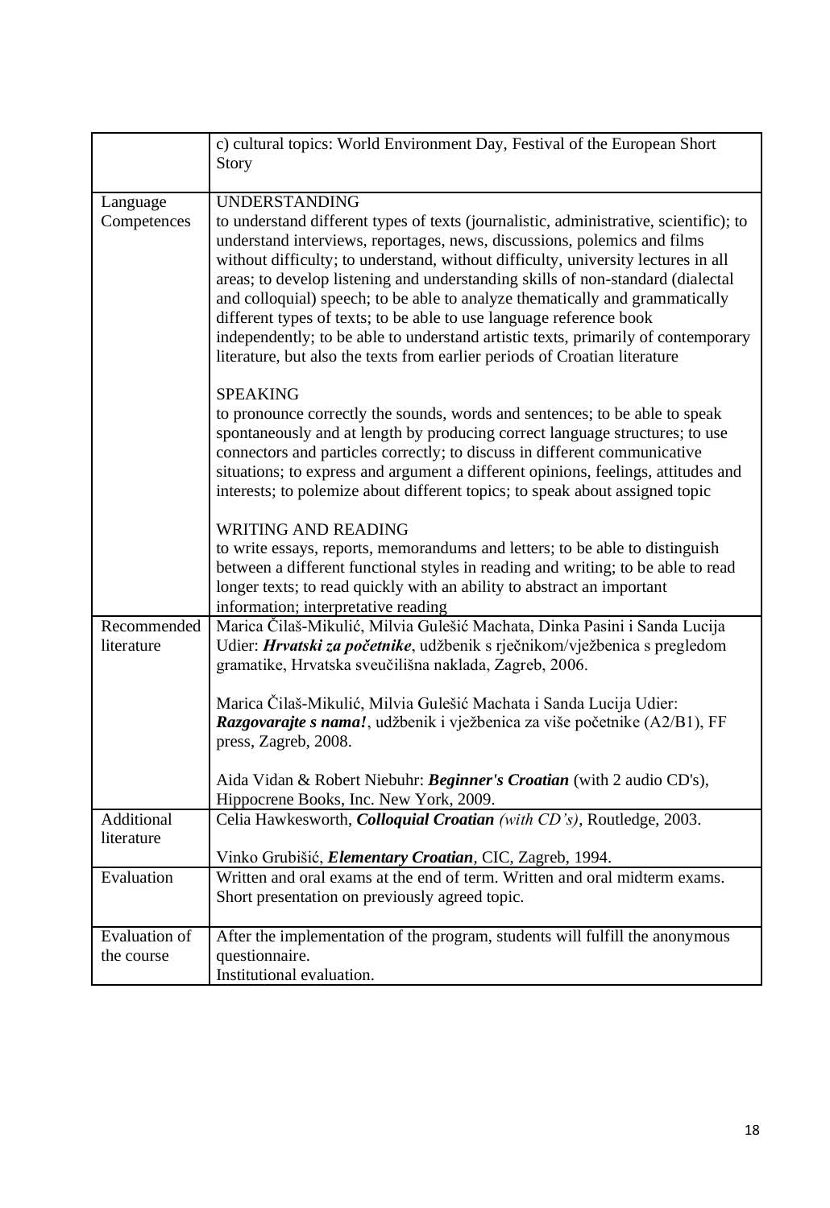|  |  |
|---|---|
|  | c) cultural topics: World Environment Day, Festival of the European Short Story |
| Language Competences | UNDERSTANDING<br>to understand different types of texts (journalistic, administrative, scientific); to understand interviews, reportages, news, discussions, polemics and films without difficulty; to understand, without difficulty, university lectures in all areas; to develop listening and understanding skills of non-standard (dialectal and colloquial) speech; to be able to analyze thematically and grammatically different types of texts; to be able to use language reference book independently; to be able to understand artistic texts, primarily of contemporary literature, but also the texts from earlier periods of Croatian literature<br><br>SPEAKING<br>to pronounce correctly the sounds, words and sentences; to be able to speak spontaneously and at length by producing correct language structures; to use connectors and particles correctly; to discuss in different communicative situations; to express and argument a different opinions, feelings, attitudes and interests; to polemize about different topics; to speak about assigned topic<br><br>WRITING AND READING<br>to write essays, reports, memorandums and letters; to be able to distinguish between a different functional styles in reading and writing; to be able to read longer texts; to read quickly with an ability to abstract an important information; interpretative reading |
| Recommended literature | Marica Čilaš-Mikulić, Milvia Gulešić Machata, Dinka Pasini i Sanda Lucija Udier: ***Hrvatski za početnike***, udžbenik s rječnikom/vježbenica s pregledom gramatike, Hrvatska sveučilišna naklada, Zagreb, 2006.<br><br>Marica Čilaš-Mikulić, Milvia Gulešić Machata i Sanda Lucija Udier: ***Razgovarajte s nama!***, udžbenik i vježbenica za više početnike (A2/B1), FF press, Zagreb, 2008.<br><br>Aida Vidan & Robert Niebuhr: ***Beginner's Croatian*** (with 2 audio CD's), Hippocrene Books, Inc. New York, 2009. |
| Additional literature | Celia Hawkesworth, ***Colloquial Croatian*** *(with CD's)*, Routledge, 2003.<br><br>Vinko Grubišić, ***Elementary Croatian***, CIC, Zagreb, 1994. |
| Evaluation | Written and oral exams at the end of term. Written and oral midterm exams. Short presentation on previously agreed topic. |
| Evaluation of the course | After the implementation of the program, students will fulfill the anonymous questionnaire.<br>Institutional evaluation. |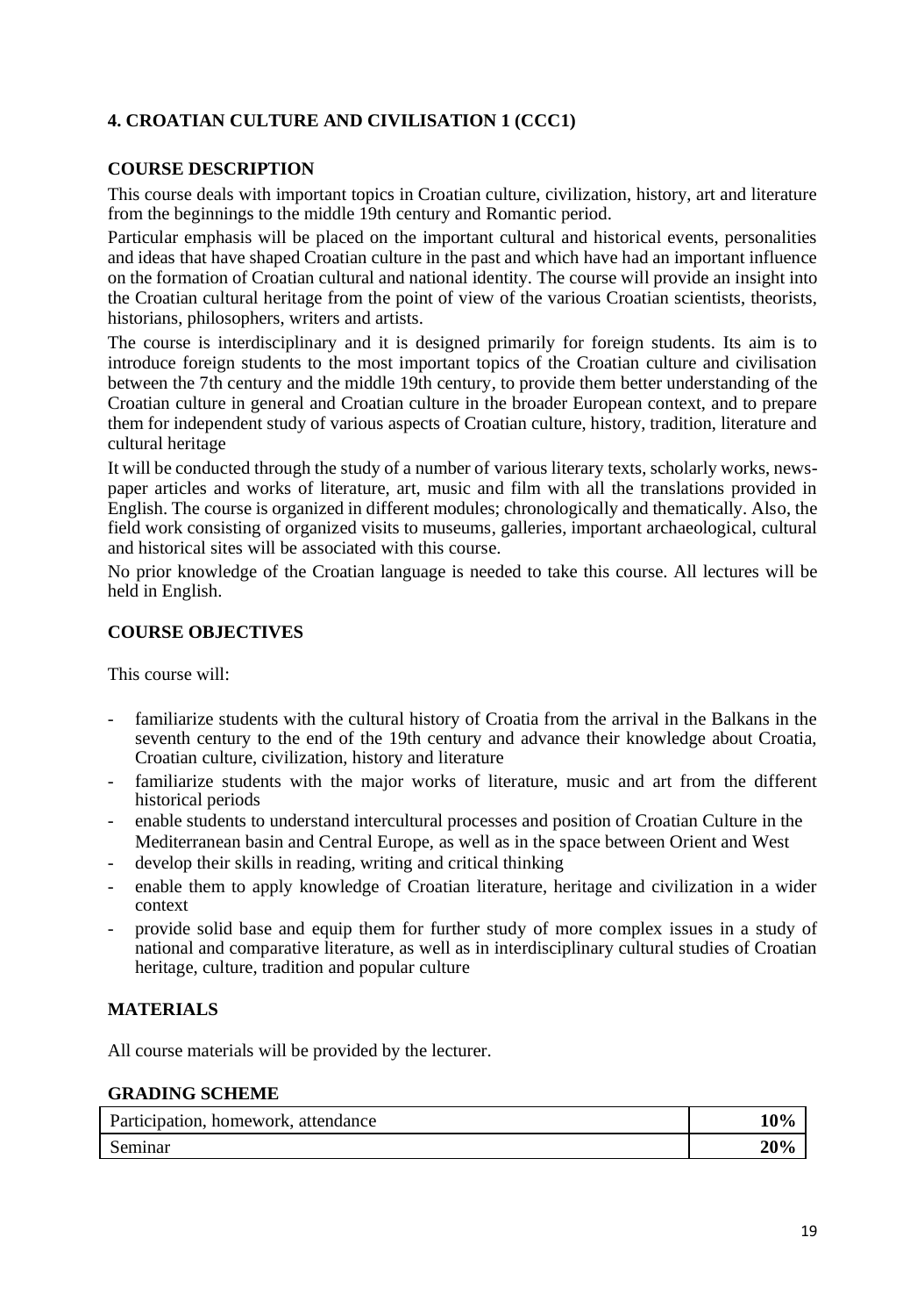## 4. CROATIAN CULTURE AND CIVILISATION 1 (CCC1)

### COURSE DESCRIPTION

This course deals with important topics in Croatian culture, civilization, history, art and literature from the beginnings to the middle 19th century and Romantic period.

Particular emphasis will be placed on the important cultural and historical events, personalities and ideas that have shaped Croatian culture in the past and which have had an important influence on the formation of Croatian cultural and national identity. The course will provide an insight into the Croatian cultural heritage from the point of view of the various Croatian scientists, theorists, historians, philosophers, writers and artists.

The course is interdisciplinary and it is designed primarily for foreign students. Its aim is to introduce foreign students to the most important topics of the Croatian culture and civilisation between the 7th century and the middle 19th century, to provide them better understanding of the Croatian culture in general and Croatian culture in the broader European context, and to prepare them for independent study of various aspects of Croatian culture, history, tradition, literature and cultural heritage

It will be conducted through the study of a number of various literary texts, scholarly works, newspaper articles and works of literature, art, music and film with all the translations provided in English. The course is organized in different modules; chronologically and thematically. Also, the field work consisting of organized visits to museums, galleries, important archaeological, cultural and historical sites will be associated with this course.

No prior knowledge of the Croatian language is needed to take this course. All lectures will be held in English.

### COURSE OBJECTIVES

This course will:

- familiarize students with the cultural history of Croatia from the arrival in the Balkans in the seventh century to the end of the 19th century and advance their knowledge about Croatia, Croatian culture, civilization, history and literature
- familiarize students with the major works of literature, music and art from the different historical periods
- enable students to understand intercultural processes and position of Croatian Culture in the Mediterranean basin and Central Europe, as well as in the space between Orient and West
- develop their skills in reading, writing and critical thinking
- enable them to apply knowledge of Croatian literature, heritage and civilization in a wider context
- provide solid base and equip them for further study of more complex issues in a study of national and comparative literature, as well as in interdisciplinary cultural studies of Croatian heritage, culture, tradition and popular culture

### MATERIALS

All course materials will be provided by the lecturer.

### GRADING SCHEME

| | |
|---|---|
| Participation, homework, attendance | **10%** |
| Seminar | **20%** |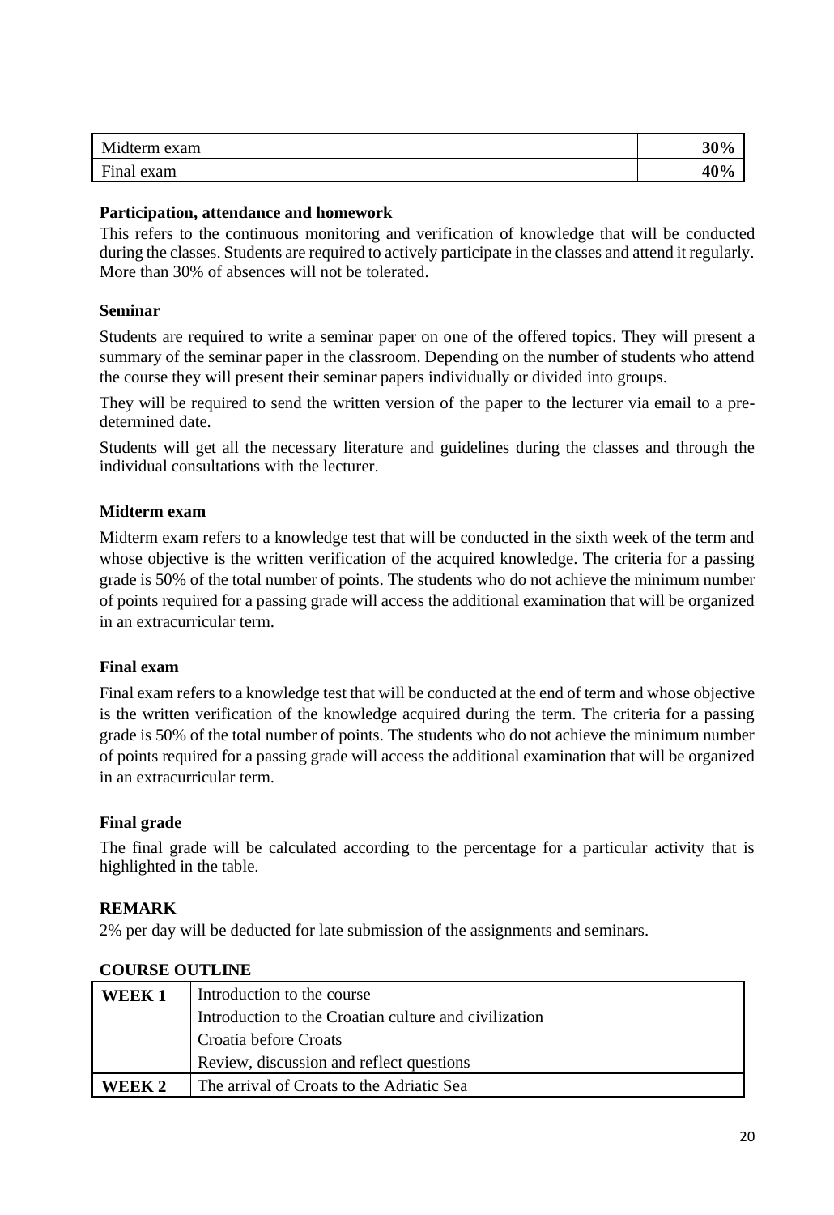| Midterm exam | 30% |
|---|---|
| Final exam | 40% |

**Participation, attendance and homework**

This refers to the continuous monitoring and verification of knowledge that will be conducted during the classes. Students are required to actively participate in the classes and attend it regularly. More than 30% of absences will not be tolerated.

**Seminar**

Students are required to write a seminar paper on one of the offered topics. They will present a summary of the seminar paper in the classroom. Depending on the number of students who attend the course they will present their seminar papers individually or divided into groups.

They will be required to send the written version of the paper to the lecturer via email to a pre-determined date.

Students will get all the necessary literature and guidelines during the classes and through the individual consultations with the lecturer.

**Midterm exam**

Midterm exam refers to a knowledge test that will be conducted in the sixth week of the term and whose objective is the written verification of the acquired knowledge. The criteria for a passing grade is 50% of the total number of points. The students who do not achieve the minimum number of points required for a passing grade will access the additional examination that will be organized in an extracurricular term.

**Final exam**

Final exam refers to a knowledge test that will be conducted at the end of term and whose objective is the written verification of the knowledge acquired during the term. The criteria for a passing grade is 50% of the total number of points. The students who do not achieve the minimum number of points required for a passing grade will access the additional examination that will be organized in an extracurricular term.

**Final grade**

The final grade will be calculated according to the percentage for a particular activity that is highlighted in the table.

**REMARK**

2% per day will be deducted for late submission of the assignments and seminars.

**COURSE OUTLINE**

| | |
|---|---|
| **WEEK 1** | Introduction to the course |
| | Introduction to the Croatian culture and civilization |
| | Croatia before Croats |
| | Review, discussion and reflect questions |
| **WEEK 2** | The arrival of Croats to the Adriatic Sea |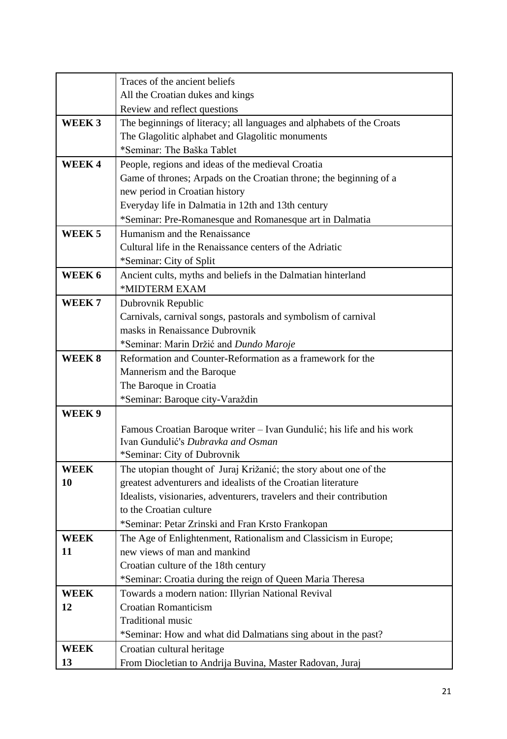| | |
|---|---|
| | Traces of the ancient beliefs<br>All the Croatian dukes and kings<br>Review and reflect questions |
| **WEEK 3** | The beginnings of literacy; all languages and alphabets of the Croats<br>The Glagolitic alphabet and Glagolitic monuments<br>*Seminar: The Baška Tablet |
| **WEEK 4** | People, regions and ideas of the medieval Croatia<br>Game of thrones; Arpads on the Croatian throne; the beginning of a new period in Croatian history<br>Everyday life in Dalmatia in 12th and 13th century<br>*Seminar: Pre-Romanesque and Romanesque art in Dalmatia |
| **WEEK 5** | Humanism and the Renaissance<br>Cultural life in the Renaissance centers of the Adriatic<br>*Seminar: City of Split |
| **WEEK 6** | Ancient cults, myths and beliefs in the Dalmatian hinterland<br>*MIDTERM EXAM |
| **WEEK 7** | Dubrovnik Republic<br>Carnivals, carnival songs, pastorals and symbolism of carnival masks in Renaissance Dubrovnik<br>*Seminar: Marin Držić and *Dundo Maroje* |
| **WEEK 8** | Reformation and Counter-Reformation as a framework for the Mannerism and the Baroque<br>The Baroque in Croatia<br>*Seminar: Baroque city-Varaždin |
| **WEEK 9** | Famous Croatian Baroque writer – Ivan Gundulić; his life and his work<br>Ivan Gundulić's *Dubravka and Osman*<br>*Seminar: City of Dubrovnik |
| **WEEK 10** | The utopian thought of Juraj Križanić; the story about one of the greatest adventurers and idealists of the Croatian literature<br>Idealists, visionaries, adventurers, travelers and their contribution to the Croatian culture<br>*Seminar: Petar Zrinski and Fran Krsto Frankopan |
| **WEEK 11** | The Age of Enlightenment, Rationalism and Classicism in Europe; new views of man and mankind<br>Croatian culture of the 18th century<br>*Seminar: Croatia during the reign of Queen Maria Theresa |
| **WEEK 12** | Towards a modern nation: Illyrian National Revival<br>Croatian Romanticism<br>Traditional music<br>*Seminar: How and what did Dalmatians sing about in the past? |
| **WEEK 13** | Croatian cultural heritage<br>From Diocletian to Andrija Buvina, Master Radovan, Juraj |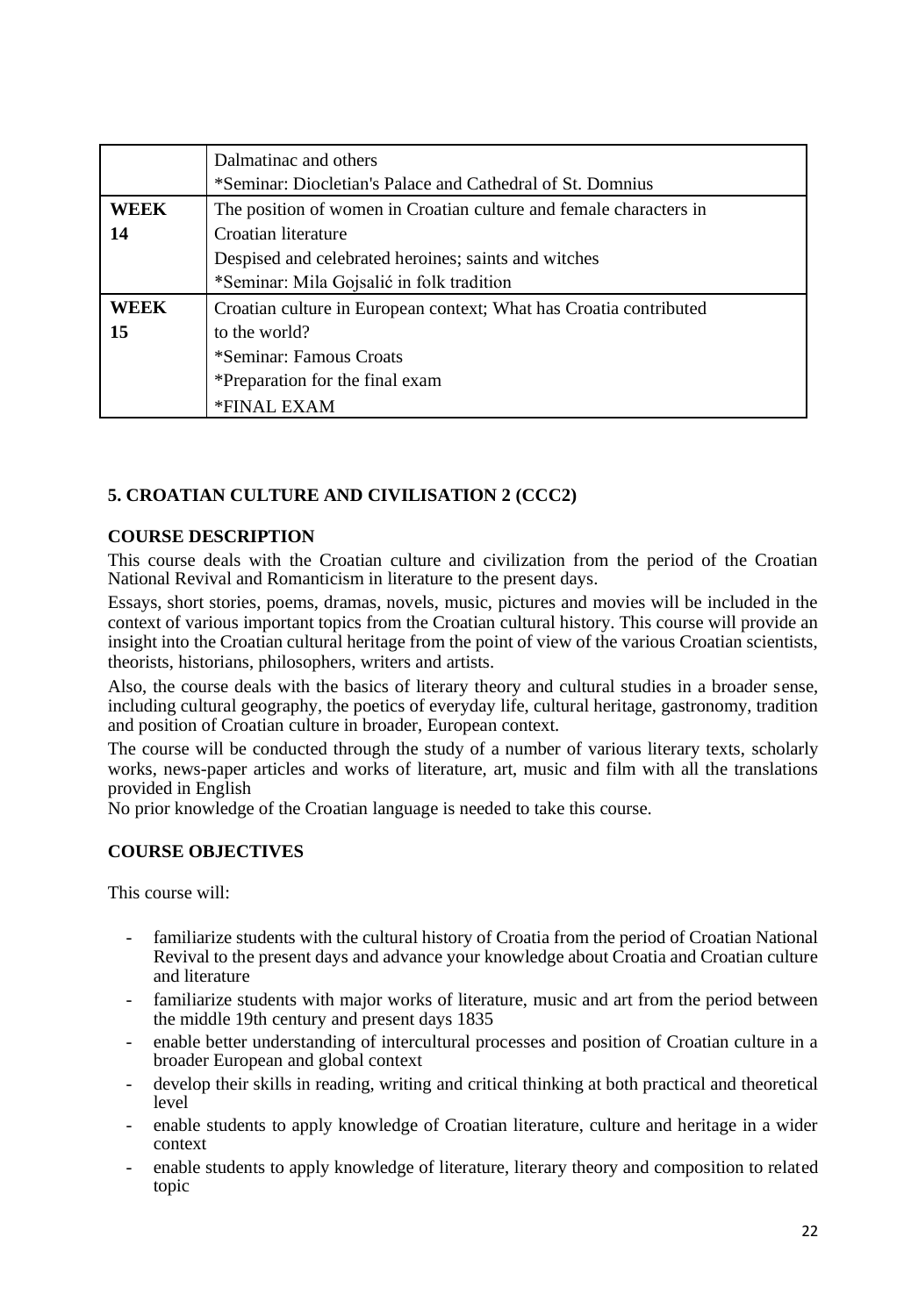|  |  |
|---|---|
|  | Dalmatinac and others<br>*Seminar: Diocletian's Palace and Cathedral of St. Domnius |
| **WEEK 14** | The position of women in Croatian culture and female characters in Croatian literature<br>Despised and celebrated heroines; saints and witches<br>*Seminar: Mila Gojsalić in folk tradition |
| **WEEK 15** | Croatian culture in European context; What has Croatia contributed to the world?<br>*Seminar: Famous Croats<br>*Preparation for the final exam<br>*FINAL EXAM |

### 5. CROATIAN CULTURE AND CIVILISATION 2 (CCC2)

#### COURSE DESCRIPTION

This course deals with the Croatian culture and civilization from the period of the Croatian National Revival and Romanticism in literature to the present days.

Essays, short stories, poems, dramas, novels, music, pictures and movies will be included in the context of various important topics from the Croatian cultural history. This course will provide an insight into the Croatian cultural heritage from the point of view of the various Croatian scientists, theorists, historians, philosophers, writers and artists.

Also, the course deals with the basics of literary theory and cultural studies in a broader sense, including cultural geography, the poetics of everyday life, cultural heritage, gastronomy, tradition and position of Croatian culture in broader, European context.

The course will be conducted through the study of a number of various literary texts, scholarly works, news-paper articles and works of literature, art, music and film with all the translations provided in English

No prior knowledge of the Croatian language is needed to take this course.

#### COURSE OBJECTIVES

This course will:

- familiarize students with the cultural history of Croatia from the period of Croatian National Revival to the present days and advance your knowledge about Croatia and Croatian culture and literature
- familiarize students with major works of literature, music and art from the period between the middle 19th century and present days 1835
- enable better understanding of intercultural processes and position of Croatian culture in a broader European and global context
- develop their skills in reading, writing and critical thinking at both practical and theoretical level
- enable students to apply knowledge of Croatian literature, culture and heritage in a wider context
- enable students to apply knowledge of literature, literary theory and composition to related topic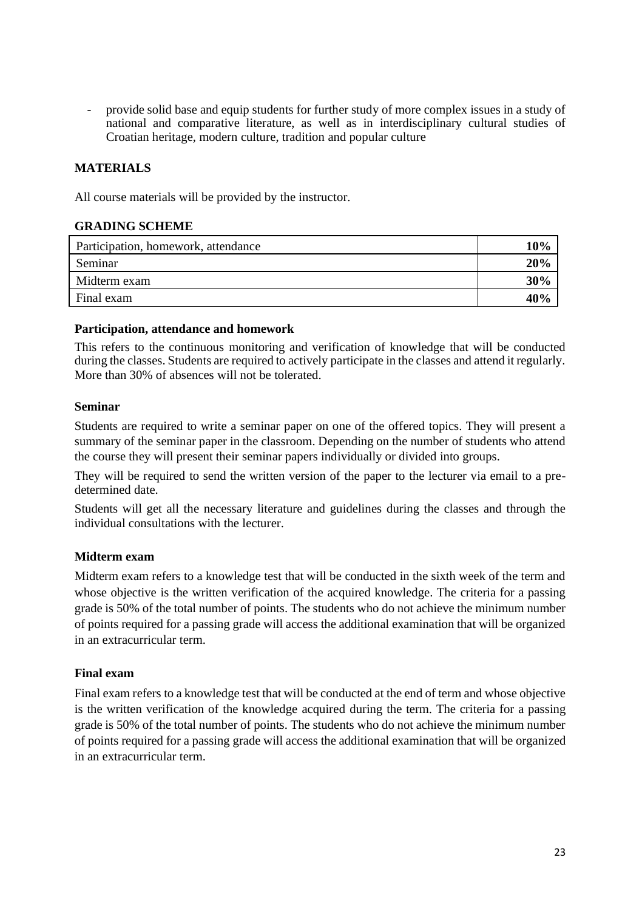- provide solid base and equip students for further study of more complex issues in a study of national and comparative literature, as well as in interdisciplinary cultural studies of Croatian heritage, modern culture, tradition and popular culture

**MATERIALS**

All course materials will be provided by the instructor.

**GRADING SCHEME**

| | |
|---|---|
| Participation, homework, attendance | **10%** |
| Seminar | **20%** |
| Midterm exam | **30%** |
| Final exam | **40%** |

**Participation, attendance and homework**

This refers to the continuous monitoring and verification of knowledge that will be conducted during the classes. Students are required to actively participate in the classes and attend it regularly. More than 30% of absences will not be tolerated.

**Seminar**

Students are required to write a seminar paper on one of the offered topics. They will present a summary of the seminar paper in the classroom. Depending on the number of students who attend the course they will present their seminar papers individually or divided into groups.

They will be required to send the written version of the paper to the lecturer via email to a pre-determined date.

Students will get all the necessary literature and guidelines during the classes and through the individual consultations with the lecturer.

**Midterm exam**

Midterm exam refers to a knowledge test that will be conducted in the sixth week of the term and whose objective is the written verification of the acquired knowledge. The criteria for a passing grade is 50% of the total number of points. The students who do not achieve the minimum number of points required for a passing grade will access the additional examination that will be organized in an extracurricular term.

**Final exam**

Final exam refers to a knowledge test that will be conducted at the end of term and whose objective is the written verification of the knowledge acquired during the term. The criteria for a passing grade is 50% of the total number of points. The students who do not achieve the minimum number of points required for a passing grade will access the additional examination that will be organized in an extracurricular term.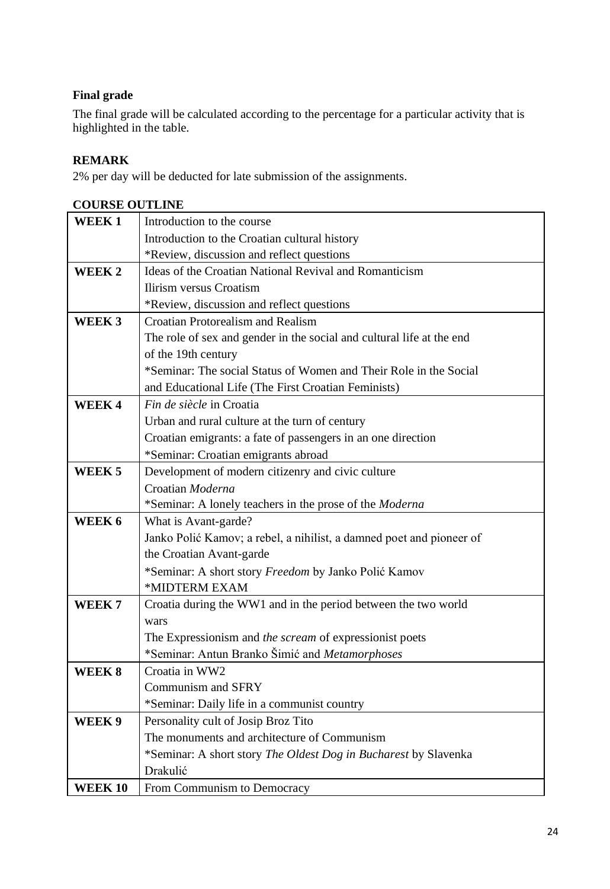**Final grade**

The final grade will be calculated according to the percentage for a particular activity that is highlighted in the table.

**REMARK**

2% per day will be deducted for late submission of the assignments.

**COURSE OUTLINE**

| | |
|---|---|
| **WEEK 1** | Introduction to the course<br>Introduction to the Croatian cultural history<br>*Review, discussion and reflect questions |
| **WEEK 2** | Ideas of the Croatian National Revival and Romanticism<br>Ilirism versus Croatism<br>*Review, discussion and reflect questions |
| **WEEK 3** | Croatian Protorealism and Realism<br>The role of sex and gender in the social and cultural life at the end of the 19th century<br>*Seminar: The social Status of Women and Their Role in the Social and Educational Life (The First Croatian Feminists) |
| **WEEK 4** | *Fin de siècle* in Croatia<br>Urban and rural culture at the turn of century<br>Croatian emigrants: a fate of passengers in an one direction<br>*Seminar: Croatian emigrants abroad |
| **WEEK 5** | Development of modern citizenry and civic culture<br>Croatian *Moderna*<br>*Seminar: A lonely teachers in the prose of the *Moderna* |
| **WEEK 6** | What is Avant-garde?<br>Janko Polić Kamov; a rebel, a nihilist, a damned poet and pioneer of the Croatian Avant-garde<br>*Seminar: A short story *Freedom* by Janko Polić Kamov<br>*MIDTERM EXAM |
| **WEEK 7** | Croatia during the WW1 and in the period between the two world wars<br>The Expressionism and *the scream* of expressionist poets<br>*Seminar: Antun Branko Šimić and *Metamorphoses* |
| **WEEK 8** | Croatia in WW2<br>Communism and SFRY<br>*Seminar: Daily life in a communist country |
| **WEEK 9** | Personality cult of Josip Broz Tito<br>The monuments and architecture of Communism<br>*Seminar: A short story *The Oldest Dog in Bucharest* by Slavenka Drakulić |
| **WEEK 10** | From Communism to Democracy |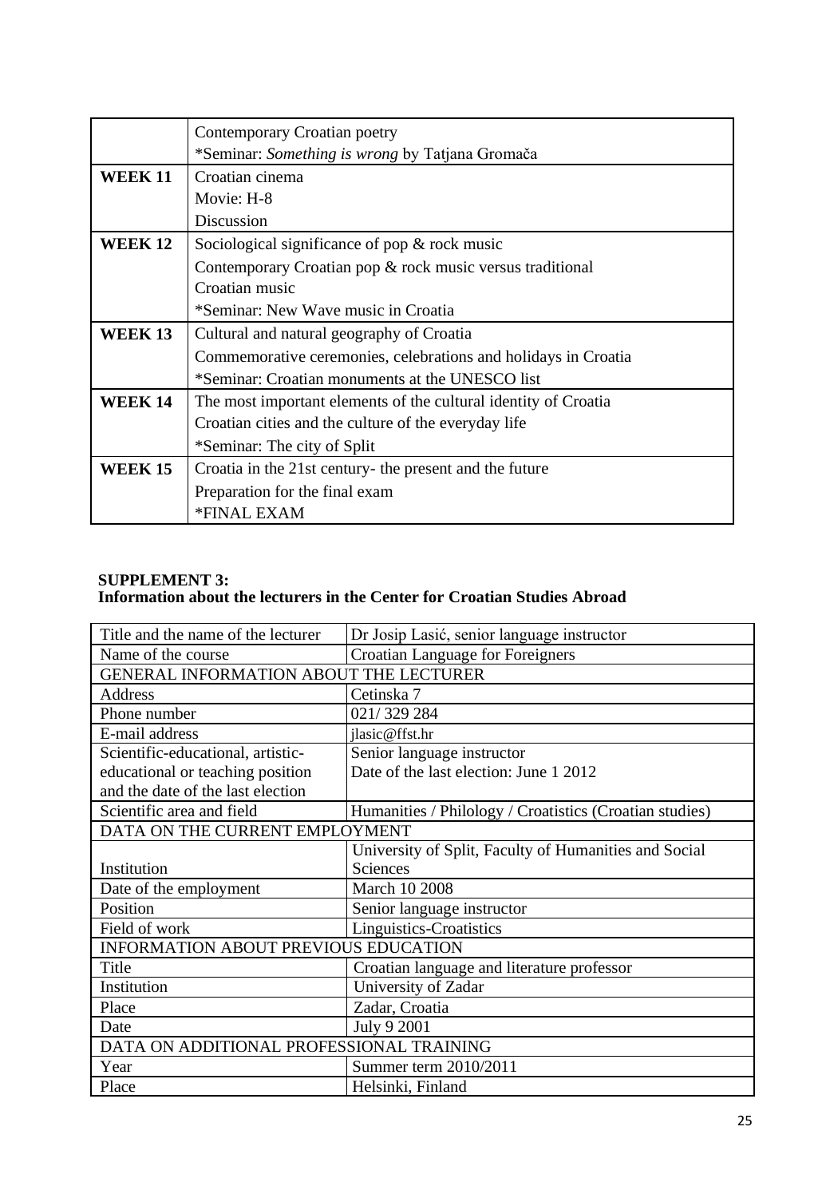| | |
|---|---|
| | Contemporary Croatian poetry<br>*Seminar: *Something is wrong* by Tatjana Gromača |
| **WEEK 11** | Croatian cinema<br>Movie: H-8<br>Discussion |
| **WEEK 12** | Sociological significance of pop & rock music<br>Contemporary Croatian pop & rock music versus traditional Croatian music<br>*Seminar: New Wave music in Croatia |
| **WEEK 13** | Cultural and natural geography of Croatia<br>Commemorative ceremonies, celebrations and holidays in Croatia<br>*Seminar: Croatian monuments at the UNESCO list |
| **WEEK 14** | The most important elements of the cultural identity of Croatia<br>Croatian cities and the culture of the everyday life<br>*Seminar: The city of Split |
| **WEEK 15** | Croatia in the 21st century- the present and the future<br>Preparation for the final exam<br>*FINAL EXAM |

**SUPPLEMENT 3:**
**Information about the lecturers in the Center for Croatian Studies Abroad**

| | |
|---|---|
| Title and the name of the lecturer | Dr Josip Lasić, senior language instructor |
| Name of the course | Croatian Language for Foreigners |
| GENERAL INFORMATION ABOUT THE LECTURER | |
| Address | Cetinska 7 |
| Phone number | 021/ 329 284 |
| E-mail address | jlasic@ffst.hr |
| Scientific-educational, artistic-educational or teaching position and the date of the last election | Senior language instructor<br>Date of the last election: June 1 2012 |
| Scientific area and field | Humanities / Philology / Croatistics (Croatian studies) |
| DATA ON THE CURRENT EMPLOYMENT | |
| Institution | University of Split, Faculty of Humanities and Social Sciences |
| Date of the employment | March 10 2008 |
| Position | Senior language instructor |
| Field of work | Linguistics-Croatistics |
| INFORMATION ABOUT PREVIOUS EDUCATION | |
| Title | Croatian language and literature professor |
| Institution | University of Zadar |
| Place | Zadar, Croatia |
| Date | July 9 2001 |
| DATA ON ADDITIONAL PROFESSIONAL TRAINING | |
| Year | Summer term 2010/2011 |
| Place | Helsinki, Finland |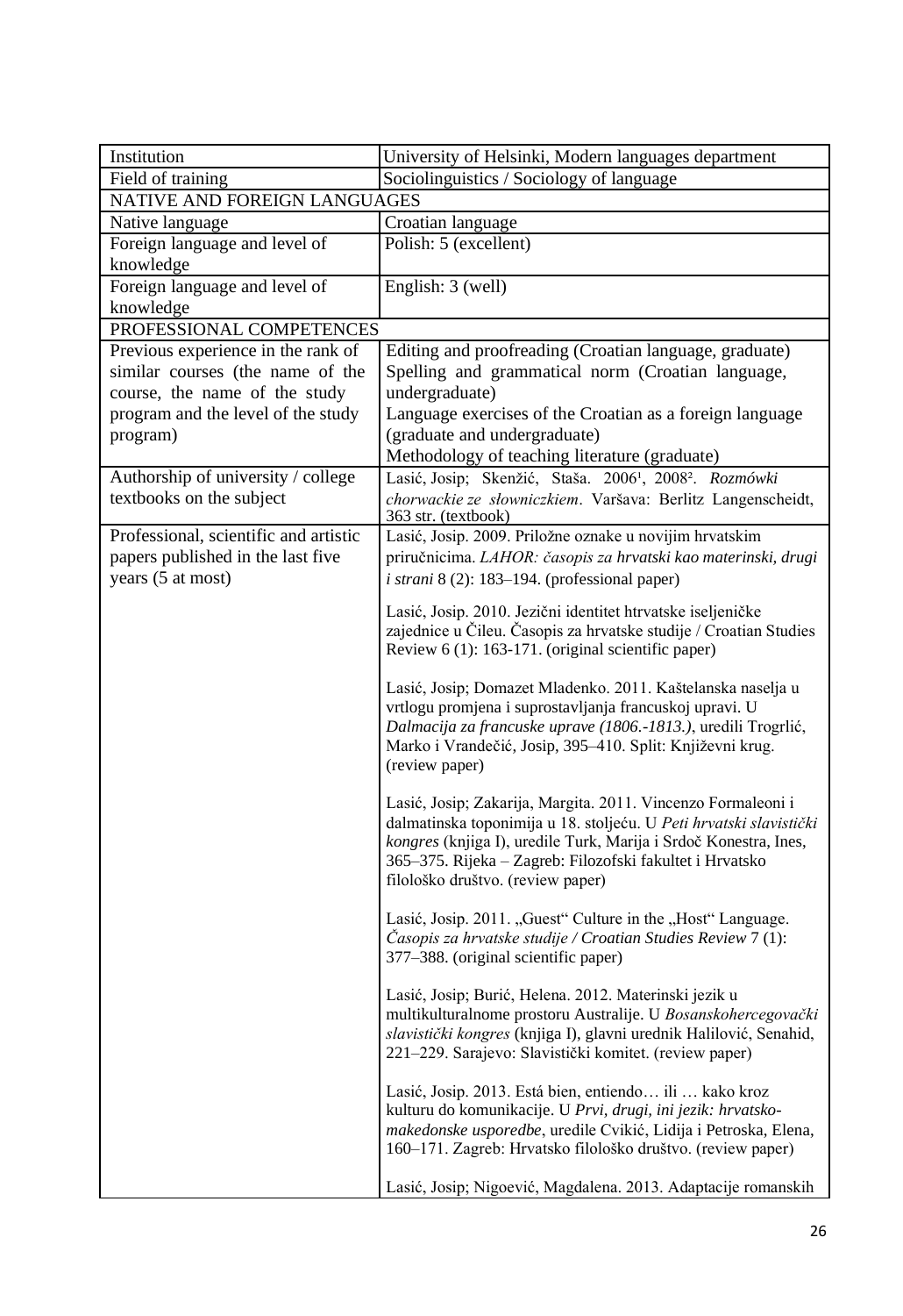| Institution | University of Helsinki, Modern languages department |
|---|---|
| Field of training | Sociolinguistics / Sociology of language |
| NATIVE AND FOREIGN LANGUAGES | |
| Native language | Croatian language |
| Foreign language and level of knowledge | Polish: 5 (excellent) |
| Foreign language and level of knowledge | English: 3 (well) |
| PROFESSIONAL COMPETENCES | |
| Previous experience in the rank of similar courses (the name of the course, the name of the study program and the level of the study program) | Editing and proofreading (Croatian language, graduate)<br>Spelling and grammatical norm (Croatian language, undergraduate)<br>Language exercises of the Croatian as a foreign language (graduate and undergraduate)<br>Methodology of teaching literature (graduate) |
| Authorship of university / college textbooks on the subject | Lasić, Josip; Skenžić, Staša. 2006[1], 2008[2]. *Rozmówki chorwackie ze słowniczkiem*. Varšava: Berlitz Langenscheidt, 363 str. (textbook) |
| Professional, scientific and artistic papers published in the last five years (5 at most) | Lasić, Josip. 2009. Priložne oznake u novijim hrvatskim priručnicima. *LAHOR: časopis za hrvatski kao materinski, drugi i strani* 8 (2): 183–194. (professional paper)<br><br>Lasić, Josip. 2010. Jezični identitet htrvatske iseljeničke zajednice u Čileu. Časopis za hrvatske studije / Croatian Studies Review 6 (1): 163-171. (original scientific paper)<br><br>Lasić, Josip; Domazet Mladenko. 2011. Kaštelanska naselja u vrtlogu promjena i suprostavljanja francuskoj upravi. U *Dalmacija za francuske uprave (1806.-1813.)*, uredili Trogrlić, Marko i Vrandečić, Josip, 395–410. Split: Književni krug. (review paper)<br><br>Lasić, Josip; Zakarija, Margita. 2011. Vincenzo Formaleoni i dalmatinska toponimija u 18. stoljeću. U *Peti hrvatski slavistički kongres* (knjiga I), uredile Turk, Marija i Srdoč Konestra, Ines, 365–375. Rijeka – Zagreb: Filozofski fakultet i Hrvatsko filološko društvo. (review paper)<br><br>Lasić, Josip. 2011. „Guest" Culture in the „Host" Language. *Časopis za hrvatske studije / Croatian Studies Review* 7 (1): 377–388. (original scientific paper)<br><br>Lasić, Josip; Burić, Helena. 2012. Materinski jezik u multikulturalnome prostoru Australije. U *Bosanskohercegovački slavistički kongres* (knjiga I), glavni urednik Halilović, Senahid, 221–229. Sarajevo: Slavistički komitet. (review paper)<br><br>Lasić, Josip. 2013. Está bien, entiendo… ili … kako kroz kulturu do komunikacije. U *Prvi, drugi, ini jezik: hrvatsko-makedonske usporedbe*, uredile Cvikić, Lidija i Petroska, Elena, 160–171. Zagreb: Hrvatsko filološko društvo. (review paper)<br><br>Lasić, Josip; Nigoević, Magdalena. 2013. Adaptacije romanskih |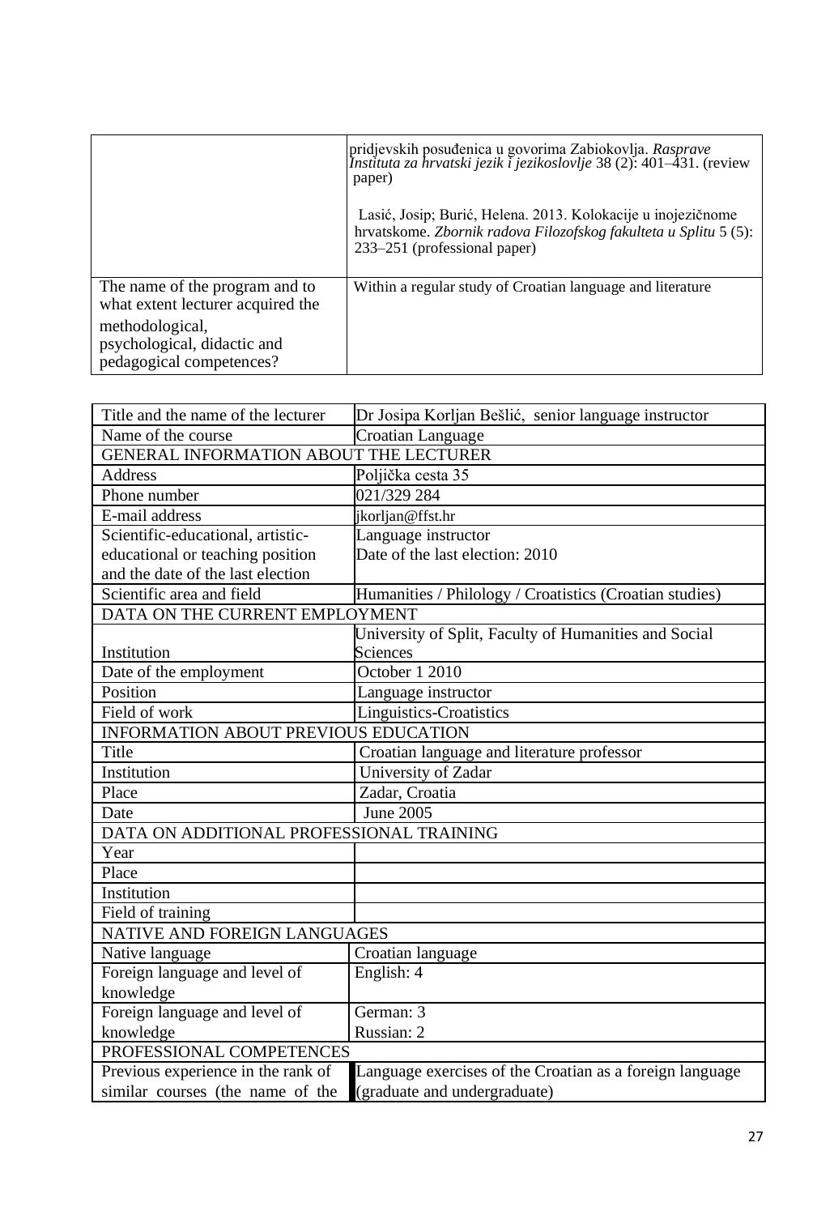| | |
|---|---|
| | pridjevskih posuđenica u govorima Zabiokovlja. *Rasprave Instituta za hrvatski jezik i jezikoslovlje* 38 (2): 401–431. (review paper)<br><br>Lasić, Josip; Burić, Helena. 2013. Kolokacije u inojezičnome hrvatskome. *Zbornik radova Filozofskog fakulteta u Splitu* 5 (5): 233–251 (professional paper) |
| The name of the program and to what extent lecturer acquired the methodological, psychological, didactic and pedagogical competences? | Within a regular study of Croatian language and literature |

| | |
|---|---|
| Title and the name of the lecturer | Dr Josipa Korljan Bešlić, senior language instructor |
| Name of the course | Croatian Language |
| GENERAL INFORMATION ABOUT THE LECTURER | |
| Address | Poljička cesta 35 |
| Phone number | 021/329 284 |
| E-mail address | jkorljan@ffst.hr |
| Scientific-educational, artistic-educational or teaching position and the date of the last election | Language instructor<br>Date of the last election: 2010 |
| Scientific area and field | Humanities / Philology / Croatistics (Croatian studies) |
| DATA ON THE CURRENT EMPLOYMENT | |
| Institution | University of Split, Faculty of Humanities and Social Sciences |
| Date of the employment | October 1 2010 |
| Position | Language instructor |
| Field of work | Linguistics-Croatistics |
| INFORMATION ABOUT PREVIOUS EDUCATION | |
| Title | Croatian language and literature professor |
| Institution | University of Zadar |
| Place | Zadar, Croatia |
| Date | June 2005 |
| DATA ON ADDITIONAL PROFESSIONAL TRAINING | |
| Year | |
| Place | |
| Institution | |
| Field of training | |
| NATIVE AND FOREIGN LANGUAGES | |
| Native language | Croatian language |
| Foreign language and level of knowledge | English: 4 |
| Foreign language and level of knowledge | German: 3<br>Russian: 2 |
| PROFESSIONAL COMPETENCES | |
| Previous experience in the rank of similar courses (the name of the | Language exercises of the Croatian as a foreign language (graduate and undergraduate) |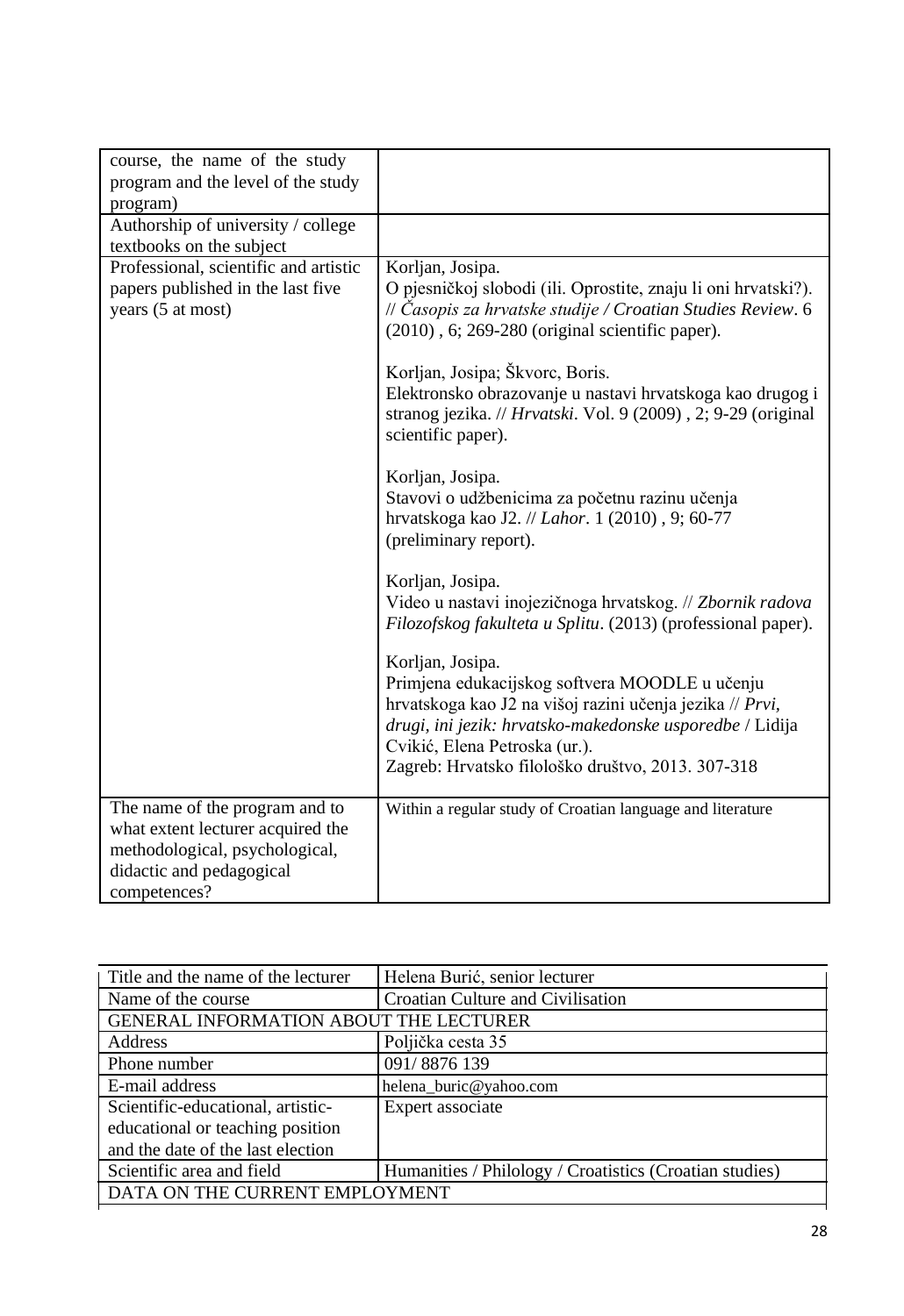| | |
|---|---|
| course, the name of the study program and the level of the study program) | |
| Authorship of university / college textbooks on the subject | |
| Professional, scientific and artistic papers published in the last five years (5 at most) | Korljan, Josipa.<br>O pjesničkoj slobodi (ili. Oprostite, znaju li oni hrvatski?). // *Časopis za hrvatske studije / Croatian Studies Review*. 6 (2010) , 6; 269-280 (original scientific paper).<br><br>Korljan, Josipa; Škvorc, Boris.<br>Elektronsko obrazovanje u nastavi hrvatskoga kao drugog i stranog jezika. // *Hrvatski*. Vol. 9 (2009) , 2; 9-29 (original scientific paper).<br><br>Korljan, Josipa.<br>Stavovi o udžbenicima za početnu razinu učenja hrvatskoga kao J2. // *Lahor*. 1 (2010) , 9; 60-77 (preliminary report).<br><br>Korljan, Josipa.<br>Video u nastavi inojezičnoga hrvatskog. // *Zbornik radova Filozofskog fakulteta u Splitu*. (2013) (professional paper).<br><br>Korljan, Josipa.<br>Primjena edukacijskog softvera MOODLE u učenju hrvatskoga kao J2 na višoj razini učenja jezika // *Prvi, drugi, ini jezik: hrvatsko-makedonske usporedbe* / Lidija Cvikić, Elena Petroska (ur.).<br>Zagreb: Hrvatsko filološko društvo, 2013. 307-318 |
| The name of the program and to what extent lecturer acquired the methodological, psychological, didactic and pedagogical competences? | Within a regular study of Croatian language and literature |

| | |
|---|---|
| Title and the name of the lecturer | Helena Burić, senior lecturer |
| Name of the course | Croatian Culture and Civilisation |
| GENERAL INFORMATION ABOUT THE LECTURER | |
| Address | Poljička cesta 35 |
| Phone number | 091/ 8876 139 |
| E-mail address | helena_buric@yahoo.com |
| Scientific-educational, artistic-educational or teaching position and the date of the last election | Expert associate |
| Scientific area and field | Humanities / Philology / Croatistics (Croatian studies) |
| DATA ON THE CURRENT EMPLOYMENT | |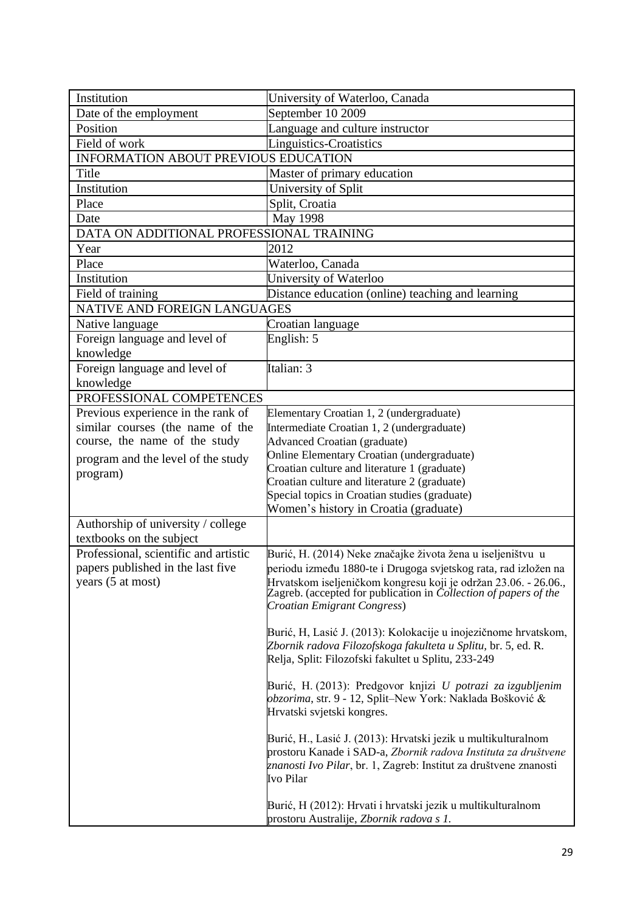| Institution | University of Waterloo, Canada |
|---|---|
| Date of the employment | September 10 2009 |
| Position | Language and culture instructor |
| Field of work | Linguistics-Croatistics |
| INFORMATION ABOUT PREVIOUS EDUCATION | |
| Title | Master of primary education |
| Institution | University of Split |
| Place | Split, Croatia |
| Date | May 1998 |
| DATA ON ADDITIONAL PROFESSIONAL TRAINING | |
| Year | 2012 |
| Place | Waterloo, Canada |
| Institution | University of Waterloo |
| Field of training | Distance education (online) teaching and learning |
| NATIVE AND FOREIGN LANGUAGES | |
| Native language | Croatian language |
| Foreign language and level of knowledge | English: 5 |
| Foreign language and level of knowledge | Italian: 3 |
| PROFESSIONAL COMPETENCES | |
| Previous experience in the rank of similar courses (the name of the course, the name of the study program and the level of the study program) | Elementary Croatian 1, 2 (undergraduate)<br>Intermediate Croatian 1, 2 (undergraduate)<br>Advanced Croatian (graduate)<br>Online Elementary Croatian (undergraduate)<br>Croatian culture and literature 1 (graduate)<br>Croatian culture and literature 2 (graduate)<br>Special topics in Croatian studies (graduate)<br>Women's history in Croatia (graduate) |
| Authorship of university / college textbooks on the subject | |
| Professional, scientific and artistic papers published in the last five years (5 at most) | Burić, H. (2014) Neke značajke života žena u iseljeništvu u periodu između 1880-te i Drugoga svjetskog rata, rad izložen na Hrvatskom iseljeničkom kongresu koji je održan 23.06. - 26.06., Zagreb. (accepted for publication in *Collection of papers of the Croatian Emigrant Congress*)<br><br>Burić, H, Lasić J. (2013): Kolokacije u inojezičnome hrvatskom, *Zbornik radova Filozofskoga fakulteta u Splitu*, br. 5, ed. R. Relja, Split: Filozofski fakultet u Splitu, 233-249<br><br>Burić, H. (2013): Predgovor knjizi *U potrazi za izgubljenim obzorima*, str. 9 - 12, Split–New York: Naklada Bošković & Hrvatski svjetski kongres.<br><br>Burić, H., Lasić J. (2013): Hrvatski jezik u multikulturalnom prostoru Kanade i SAD-a, *Zbornik radova Instituta za društvene znanosti Ivo Pilar*, br. 1, Zagreb: Institut za društvene znanosti Ivo Pilar<br><br>Burić, H (2012): Hrvati i hrvatski jezik u multikulturalnom prostoru Australije, *Zbornik radova s 1.* |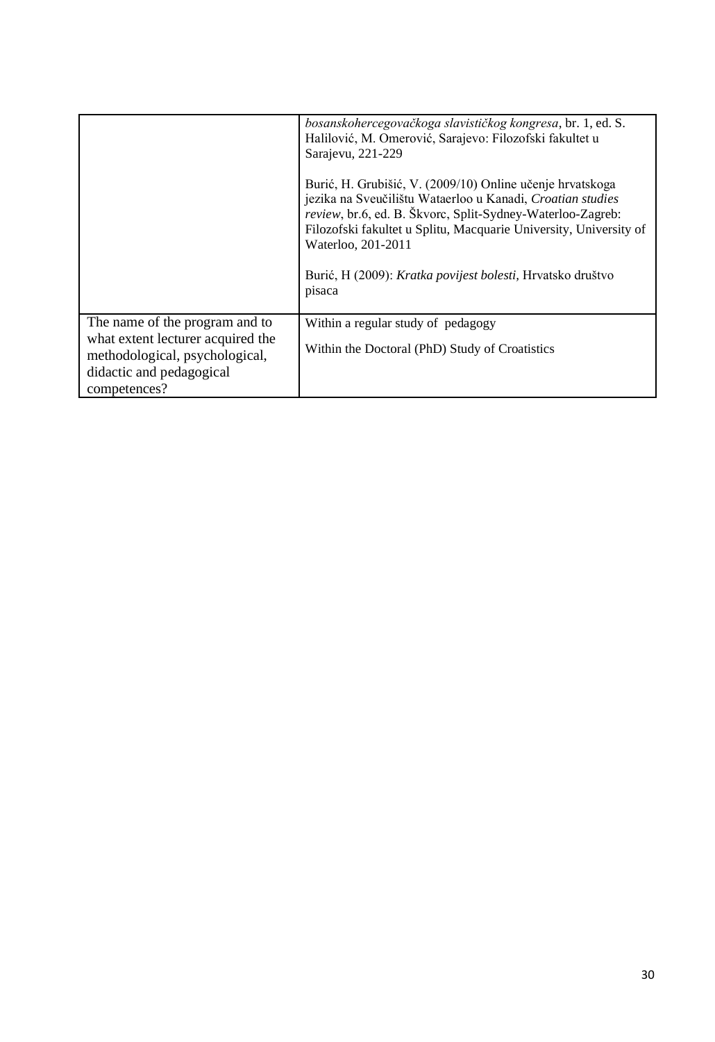| | |
|---|---|
| | *bosanskohercegovačkoga slavističkog kongresa*, br. 1, ed. S. Halilović, M. Omerović, Sarajevo: Filozofski fakultet u Sarajevu, 221-229<br><br>Burić, H. Grubišić, V. (2009/10) Online učenje hrvatskoga jezika na Sveučilištu Wataerloo u Kanadi, *Croatian studies review*, br.6, ed. B. Škvorc, Split-Sydney-Waterloo-Zagreb: Filozofski fakultet u Splitu, Macquarie University, University of Waterloo, 201-2011<br><br>Burić, H (2009): *Kratka povijest bolesti,* Hrvatsko društvo pisaca |
| The name of the program and to what extent lecturer acquired the methodological, psychological, didactic and pedagogical competences? | Within a regular study of pedagogy<br><br>Within the Doctoral (PhD) Study of Croatistics |